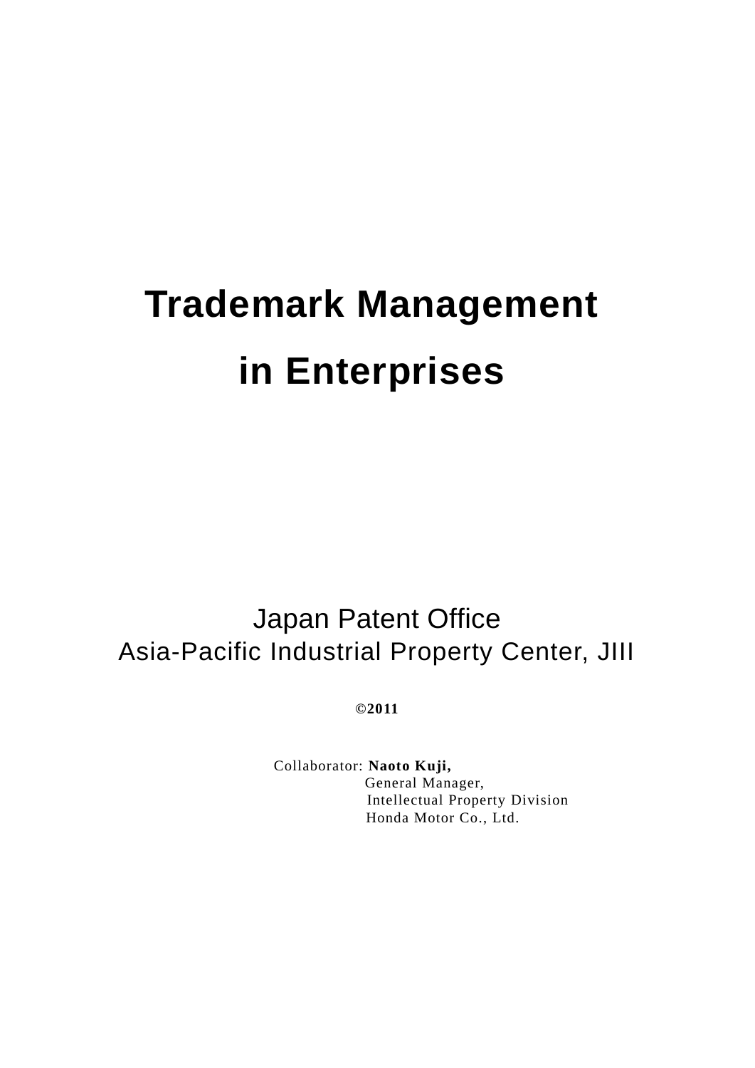# Trademark Management in Enterprises

Japan Patent Office
Asia-Pacific Industrial Property Center, JIII

**©2011**

Collaborator: **Naoto Kuji,**
General Manager,
Intellectual Property Division
Honda Motor Co., Ltd.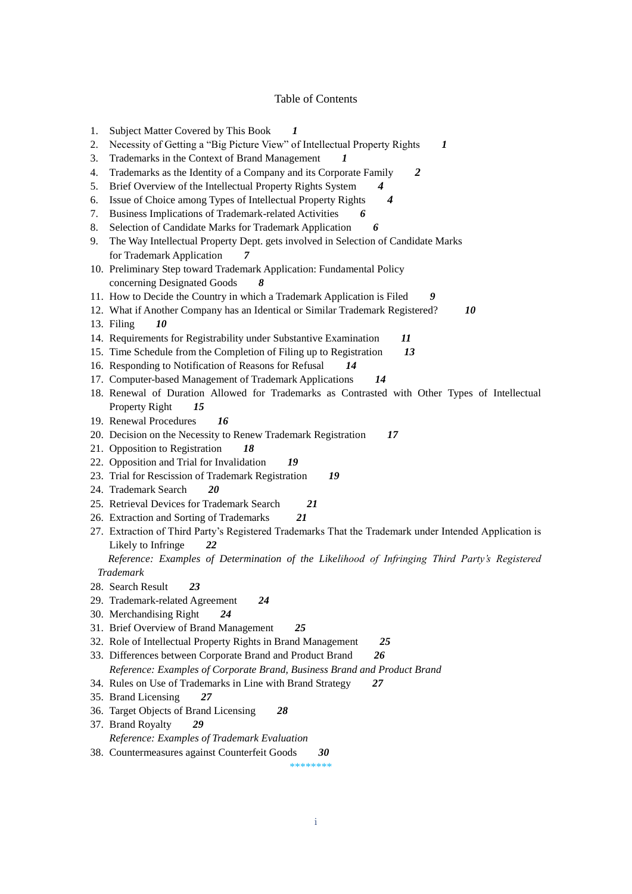# Table of Contents

1. Subject Matter Covered by This Book ***1***
2. Necessity of Getting a "Big Picture View" of Intellectual Property Rights ***1***
3. Trademarks in the Context of Brand Management ***1***
4. Trademarks as the Identity of a Company and its Corporate Family ***2***
5. Brief Overview of the Intellectual Property Rights System ***4***
6. Issue of Choice among Types of Intellectual Property Rights ***4***
7. Business Implications of Trademark-related Activities ***6***
8. Selection of Candidate Marks for Trademark Application ***6***
9. The Way Intellectual Property Dept. gets involved in Selection of Candidate Marks for Trademark Application ***7***
10. Preliminary Step toward Trademark Application: Fundamental Policy concerning Designated Goods ***8***
11. How to Decide the Country in which a Trademark Application is Filed ***9***
12. What if Another Company has an Identical or Similar Trademark Registered? ***10***
13. Filing ***10***
14. Requirements for Registrability under Substantive Examination ***11***
15. Time Schedule from the Completion of Filing up to Registration ***13***
16. Responding to Notification of Reasons for Refusal ***14***
17. Computer-based Management of Trademark Applications ***14***
18. Renewal of Duration Allowed for Trademarks as Contrasted with Other Types of Intellectual Property Right ***15***
19. Renewal Procedures ***16***
20. Decision on the Necessity to Renew Trademark Registration ***17***
21. Opposition to Registration ***18***
22. Opposition and Trial for Invalidation ***19***
23. Trial for Rescission of Trademark Registration ***19***
24. Trademark Search ***20***
25. Retrieval Devices for Trademark Search ***21***
26. Extraction and Sorting of Trademarks ***21***
27. Extraction of Third Party's Registered Trademarks That the Trademark under Intended Application is Likely to Infringe ***22***

    *Reference: Examples of Determination of the Likelihood of Infringing Third Party's Registered Trademark*

28. Search Result ***23***
29. Trademark-related Agreement ***24***
30. Merchandising Right ***24***
31. Brief Overview of Brand Management ***25***
32. Role of Intellectual Property Rights in Brand Management ***25***
33. Differences between Corporate Brand and Product Brand ***26***

    *Reference: Examples of Corporate Brand, Business Brand and Product Brand*

34. Rules on Use of Trademarks in Line with Brand Strategy ***27***
35. Brand Licensing ***27***
36. Target Objects of Brand Licensing ***28***
37. Brand Royalty ***29***

    *Reference: Examples of Trademark Evaluation*

38. Countermeasures against Counterfeit Goods ***30***

********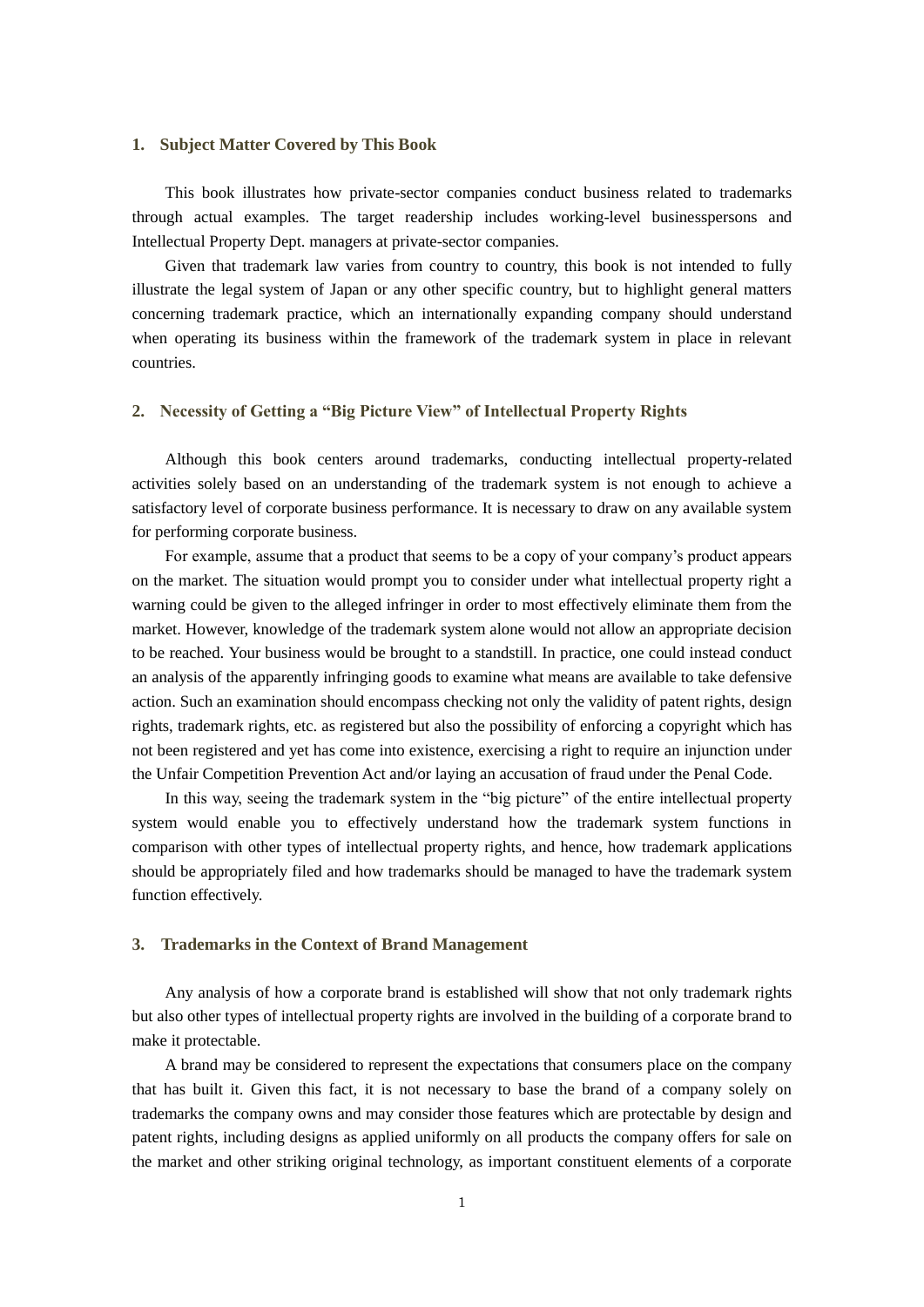## 1. Subject Matter Covered by This Book

This book illustrates how private-sector companies conduct business related to trademarks through actual examples. The target readership includes working-level businesspersons and Intellectual Property Dept. managers at private-sector companies.

Given that trademark law varies from country to country, this book is not intended to fully illustrate the legal system of Japan or any other specific country, but to highlight general matters concerning trademark practice, which an internationally expanding company should understand when operating its business within the framework of the trademark system in place in relevant countries.

## 2. Necessity of Getting a "Big Picture View" of Intellectual Property Rights

Although this book centers around trademarks, conducting intellectual property-related activities solely based on an understanding of the trademark system is not enough to achieve a satisfactory level of corporate business performance. It is necessary to draw on any available system for performing corporate business.

For example, assume that a product that seems to be a copy of your company's product appears on the market. The situation would prompt you to consider under what intellectual property right a warning could be given to the alleged infringer in order to most effectively eliminate them from the market. However, knowledge of the trademark system alone would not allow an appropriate decision to be reached. Your business would be brought to a standstill. In practice, one could instead conduct an analysis of the apparently infringing goods to examine what means are available to take defensive action. Such an examination should encompass checking not only the validity of patent rights, design rights, trademark rights, etc. as registered but also the possibility of enforcing a copyright which has not been registered and yet has come into existence, exercising a right to require an injunction under the Unfair Competition Prevention Act and/or laying an accusation of fraud under the Penal Code.

In this way, seeing the trademark system in the "big picture" of the entire intellectual property system would enable you to effectively understand how the trademark system functions in comparison with other types of intellectual property rights, and hence, how trademark applications should be appropriately filed and how trademarks should be managed to have the trademark system function effectively.

## 3. Trademarks in the Context of Brand Management

Any analysis of how a corporate brand is established will show that not only trademark rights but also other types of intellectual property rights are involved in the building of a corporate brand to make it protectable.

A brand may be considered to represent the expectations that consumers place on the company that has built it. Given this fact, it is not necessary to base the brand of a company solely on trademarks the company owns and may consider those features which are protectable by design and patent rights, including designs as applied uniformly on all products the company offers for sale on the market and other striking original technology, as important constituent elements of a corporate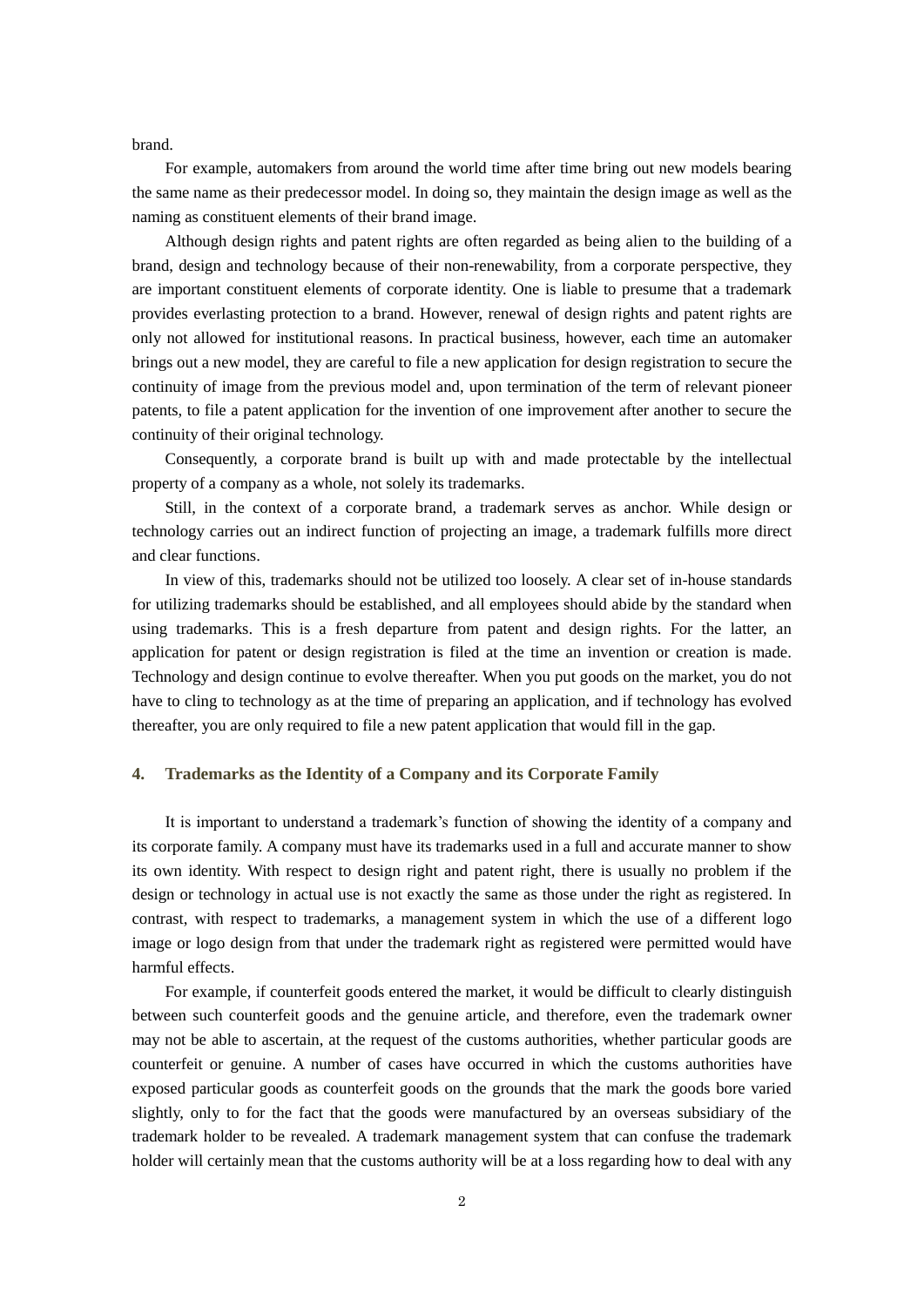brand.

For example, automakers from around the world time after time bring out new models bearing the same name as their predecessor model. In doing so, they maintain the design image as well as the naming as constituent elements of their brand image.

Although design rights and patent rights are often regarded as being alien to the building of a brand, design and technology because of their non-renewability, from a corporate perspective, they are important constituent elements of corporate identity. One is liable to presume that a trademark provides everlasting protection to a brand. However, renewal of design rights and patent rights are only not allowed for institutional reasons. In practical business, however, each time an automaker brings out a new model, they are careful to file a new application for design registration to secure the continuity of image from the previous model and, upon termination of the term of relevant pioneer patents, to file a patent application for the invention of one improvement after another to secure the continuity of their original technology.

Consequently, a corporate brand is built up with and made protectable by the intellectual property of a company as a whole, not solely its trademarks.

Still, in the context of a corporate brand, a trademark serves as anchor. While design or technology carries out an indirect function of projecting an image, a trademark fulfills more direct and clear functions.

In view of this, trademarks should not be utilized too loosely. A clear set of in-house standards for utilizing trademarks should be established, and all employees should abide by the standard when using trademarks. This is a fresh departure from patent and design rights. For the latter, an application for patent or design registration is filed at the time an invention or creation is made. Technology and design continue to evolve thereafter. When you put goods on the market, you do not have to cling to technology as at the time of preparing an application, and if technology has evolved thereafter, you are only required to file a new patent application that would fill in the gap.

## 4. Trademarks as the Identity of a Company and its Corporate Family

It is important to understand a trademark's function of showing the identity of a company and its corporate family. A company must have its trademarks used in a full and accurate manner to show its own identity. With respect to design right and patent right, there is usually no problem if the design or technology in actual use is not exactly the same as those under the right as registered. In contrast, with respect to trademarks, a management system in which the use of a different logo image or logo design from that under the trademark right as registered were permitted would have harmful effects.

For example, if counterfeit goods entered the market, it would be difficult to clearly distinguish between such counterfeit goods and the genuine article, and therefore, even the trademark owner may not be able to ascertain, at the request of the customs authorities, whether particular goods are counterfeit or genuine. A number of cases have occurred in which the customs authorities have exposed particular goods as counterfeit goods on the grounds that the mark the goods bore varied slightly, only to for the fact that the goods were manufactured by an overseas subsidiary of the trademark holder to be revealed. A trademark management system that can confuse the trademark holder will certainly mean that the customs authority will be at a loss regarding how to deal with any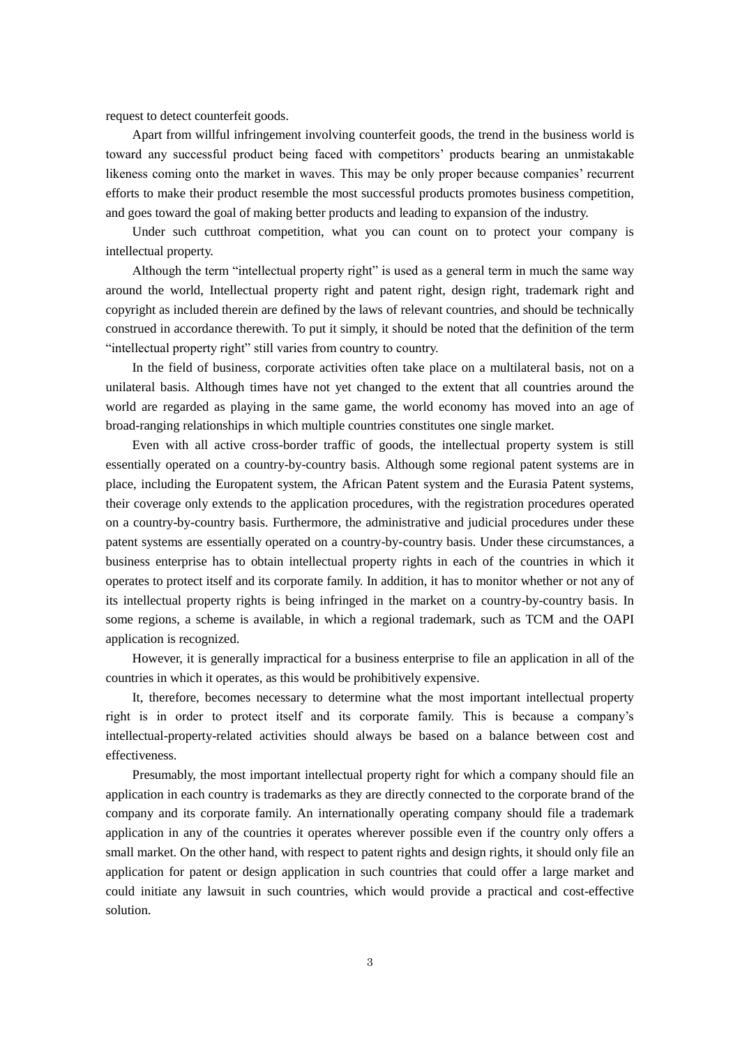request to detect counterfeit goods.

Apart from willful infringement involving counterfeit goods, the trend in the business world is toward any successful product being faced with competitors' products bearing an unmistakable likeness coming onto the market in waves. This may be only proper because companies' recurrent efforts to make their product resemble the most successful products promotes business competition, and goes toward the goal of making better products and leading to expansion of the industry.

Under such cutthroat competition, what you can count on to protect your company is intellectual property.

Although the term "intellectual property right" is used as a general term in much the same way around the world, Intellectual property right and patent right, design right, trademark right and copyright as included therein are defined by the laws of relevant countries, and should be technically construed in accordance therewith. To put it simply, it should be noted that the definition of the term "intellectual property right" still varies from country to country.

In the field of business, corporate activities often take place on a multilateral basis, not on a unilateral basis. Although times have not yet changed to the extent that all countries around the world are regarded as playing in the same game, the world economy has moved into an age of broad-ranging relationships in which multiple countries constitutes one single market.

Even with all active cross-border traffic of goods, the intellectual property system is still essentially operated on a country-by-country basis. Although some regional patent systems are in place, including the Europatent system, the African Patent system and the Eurasia Patent systems, their coverage only extends to the application procedures, with the registration procedures operated on a country-by-country basis. Furthermore, the administrative and judicial procedures under these patent systems are essentially operated on a country-by-country basis. Under these circumstances, a business enterprise has to obtain intellectual property rights in each of the countries in which it operates to protect itself and its corporate family. In addition, it has to monitor whether or not any of its intellectual property rights is being infringed in the market on a country-by-country basis. In some regions, a scheme is available, in which a regional trademark, such as TCM and the OAPI application is recognized.

However, it is generally impractical for a business enterprise to file an application in all of the countries in which it operates, as this would be prohibitively expensive.

It, therefore, becomes necessary to determine what the most important intellectual property right is in order to protect itself and its corporate family. This is because a company's intellectual-property-related activities should always be based on a balance between cost and effectiveness.

Presumably, the most important intellectual property right for which a company should file an application in each country is trademarks as they are directly connected to the corporate brand of the company and its corporate family. An internationally operating company should file a trademark application in any of the countries it operates wherever possible even if the country only offers a small market. On the other hand, with respect to patent rights and design rights, it should only file an application for patent or design application in such countries that could offer a large market and could initiate any lawsuit in such countries, which would provide a practical and cost-effective solution.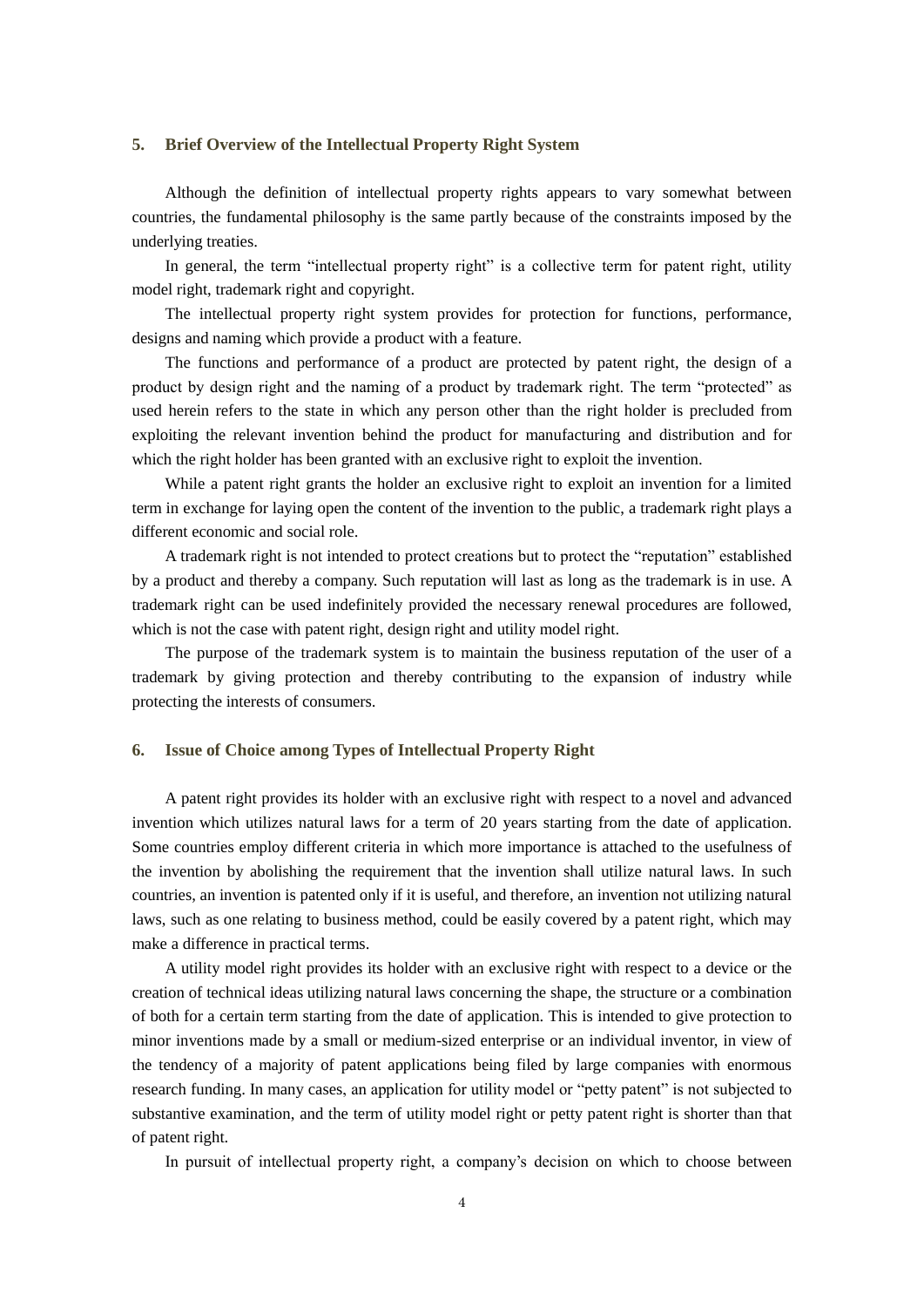## 5. Brief Overview of the Intellectual Property Right System

Although the definition of intellectual property rights appears to vary somewhat between countries, the fundamental philosophy is the same partly because of the constraints imposed by the underlying treaties.

In general, the term "intellectual property right" is a collective term for patent right, utility model right, trademark right and copyright.

The intellectual property right system provides for protection for functions, performance, designs and naming which provide a product with a feature.

The functions and performance of a product are protected by patent right, the design of a product by design right and the naming of a product by trademark right. The term "protected" as used herein refers to the state in which any person other than the right holder is precluded from exploiting the relevant invention behind the product for manufacturing and distribution and for which the right holder has been granted with an exclusive right to exploit the invention.

While a patent right grants the holder an exclusive right to exploit an invention for a limited term in exchange for laying open the content of the invention to the public, a trademark right plays a different economic and social role.

A trademark right is not intended to protect creations but to protect the "reputation" established by a product and thereby a company. Such reputation will last as long as the trademark is in use. A trademark right can be used indefinitely provided the necessary renewal procedures are followed, which is not the case with patent right, design right and utility model right.

The purpose of the trademark system is to maintain the business reputation of the user of a trademark by giving protection and thereby contributing to the expansion of industry while protecting the interests of consumers.

## 6. Issue of Choice among Types of Intellectual Property Right

A patent right provides its holder with an exclusive right with respect to a novel and advanced invention which utilizes natural laws for a term of 20 years starting from the date of application. Some countries employ different criteria in which more importance is attached to the usefulness of the invention by abolishing the requirement that the invention shall utilize natural laws. In such countries, an invention is patented only if it is useful, and therefore, an invention not utilizing natural laws, such as one relating to business method, could be easily covered by a patent right, which may make a difference in practical terms.

A utility model right provides its holder with an exclusive right with respect to a device or the creation of technical ideas utilizing natural laws concerning the shape, the structure or a combination of both for a certain term starting from the date of application. This is intended to give protection to minor inventions made by a small or medium-sized enterprise or an individual inventor, in view of the tendency of a majority of patent applications being filed by large companies with enormous research funding. In many cases, an application for utility model or "petty patent" is not subjected to substantive examination, and the term of utility model right or petty patent right is shorter than that of patent right.

In pursuit of intellectual property right, a company's decision on which to choose between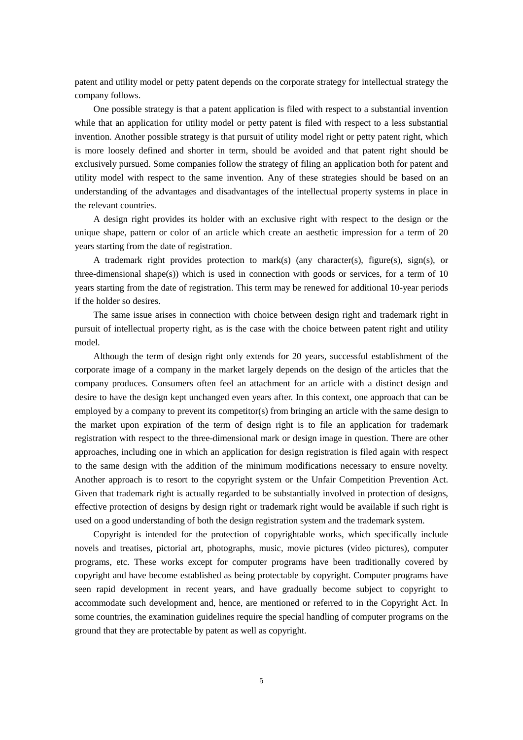patent and utility model or petty patent depends on the corporate strategy for intellectual strategy the company follows.

One possible strategy is that a patent application is filed with respect to a substantial invention while that an application for utility model or petty patent is filed with respect to a less substantial invention. Another possible strategy is that pursuit of utility model right or petty patent right, which is more loosely defined and shorter in term, should be avoided and that patent right should be exclusively pursued. Some companies follow the strategy of filing an application both for patent and utility model with respect to the same invention. Any of these strategies should be based on an understanding of the advantages and disadvantages of the intellectual property systems in place in the relevant countries.

A design right provides its holder with an exclusive right with respect to the design or the unique shape, pattern or color of an article which create an aesthetic impression for a term of 20 years starting from the date of registration.

A trademark right provides protection to mark(s) (any character(s), figure(s), sign(s), or three-dimensional shape(s)) which is used in connection with goods or services, for a term of 10 years starting from the date of registration. This term may be renewed for additional 10-year periods if the holder so desires.

The same issue arises in connection with choice between design right and trademark right in pursuit of intellectual property right, as is the case with the choice between patent right and utility model.

Although the term of design right only extends for 20 years, successful establishment of the corporate image of a company in the market largely depends on the design of the articles that the company produces. Consumers often feel an attachment for an article with a distinct design and desire to have the design kept unchanged even years after. In this context, one approach that can be employed by a company to prevent its competitor(s) from bringing an article with the same design to the market upon expiration of the term of design right is to file an application for trademark registration with respect to the three-dimensional mark or design image in question. There are other approaches, including one in which an application for design registration is filed again with respect to the same design with the addition of the minimum modifications necessary to ensure novelty. Another approach is to resort to the copyright system or the Unfair Competition Prevention Act. Given that trademark right is actually regarded to be substantially involved in protection of designs, effective protection of designs by design right or trademark right would be available if such right is used on a good understanding of both the design registration system and the trademark system.

Copyright is intended for the protection of copyrightable works, which specifically include novels and treatises, pictorial art, photographs, music, movie pictures (video pictures), computer programs, etc. These works except for computer programs have been traditionally covered by copyright and have become established as being protectable by copyright. Computer programs have seen rapid development in recent years, and have gradually become subject to copyright to accommodate such development and, hence, are mentioned or referred to in the Copyright Act. In some countries, the examination guidelines require the special handling of computer programs on the ground that they are protectable by patent as well as copyright.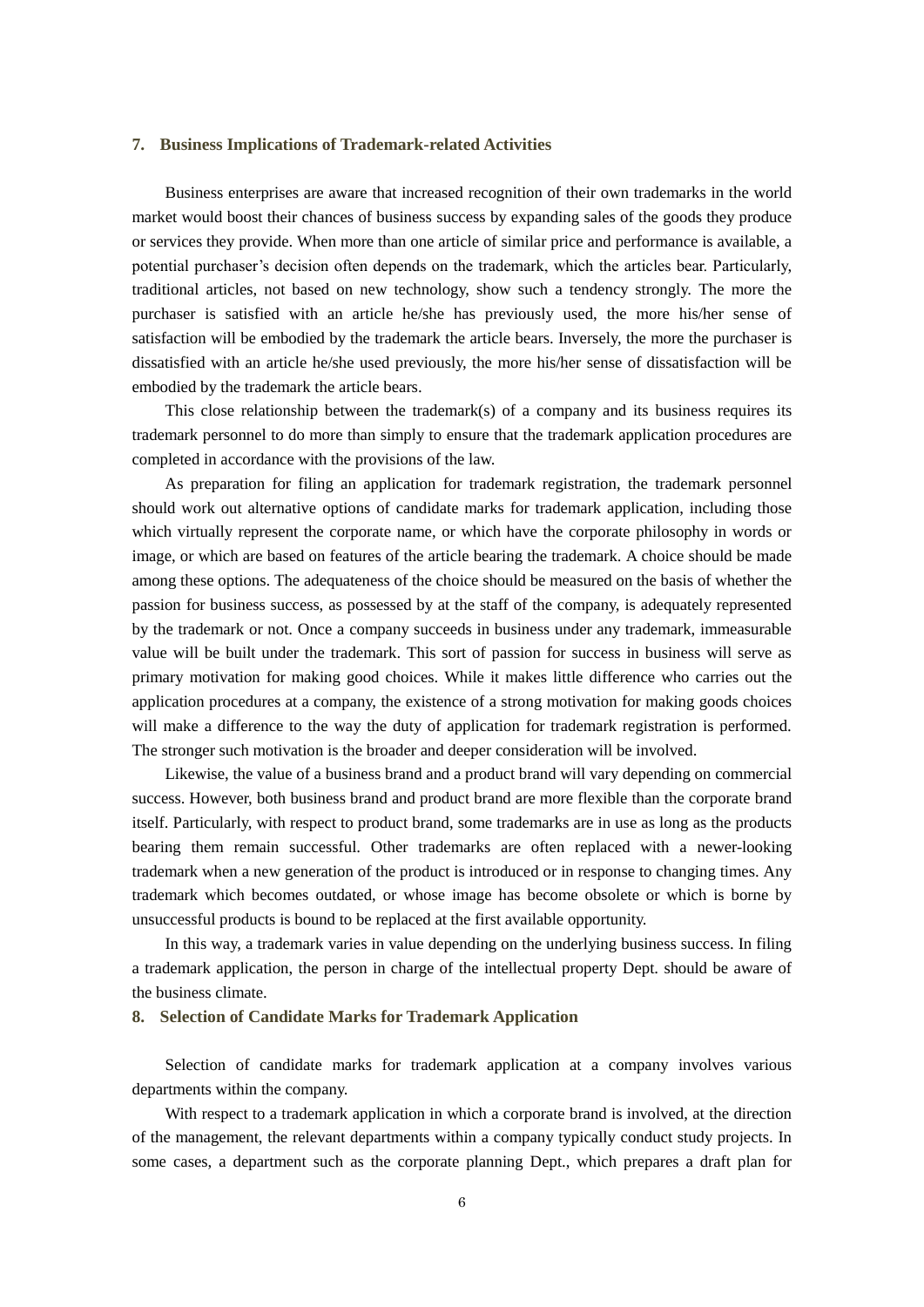## 7. Business Implications of Trademark-related Activities

Business enterprises are aware that increased recognition of their own trademarks in the world market would boost their chances of business success by expanding sales of the goods they produce or services they provide. When more than one article of similar price and performance is available, a potential purchaser's decision often depends on the trademark, which the articles bear. Particularly, traditional articles, not based on new technology, show such a tendency strongly. The more the purchaser is satisfied with an article he/she has previously used, the more his/her sense of satisfaction will be embodied by the trademark the article bears. Inversely, the more the purchaser is dissatisfied with an article he/she used previously, the more his/her sense of dissatisfaction will be embodied by the trademark the article bears.

This close relationship between the trademark(s) of a company and its business requires its trademark personnel to do more than simply to ensure that the trademark application procedures are completed in accordance with the provisions of the law.

As preparation for filing an application for trademark registration, the trademark personnel should work out alternative options of candidate marks for trademark application, including those which virtually represent the corporate name, or which have the corporate philosophy in words or image, or which are based on features of the article bearing the trademark. A choice should be made among these options. The adequateness of the choice should be measured on the basis of whether the passion for business success, as possessed by at the staff of the company, is adequately represented by the trademark or not. Once a company succeeds in business under any trademark, immeasurable value will be built under the trademark. This sort of passion for success in business will serve as primary motivation for making good choices. While it makes little difference who carries out the application procedures at a company, the existence of a strong motivation for making goods choices will make a difference to the way the duty of application for trademark registration is performed. The stronger such motivation is the broader and deeper consideration will be involved.

Likewise, the value of a business brand and a product brand will vary depending on commercial success. However, both business brand and product brand are more flexible than the corporate brand itself. Particularly, with respect to product brand, some trademarks are in use as long as the products bearing them remain successful. Other trademarks are often replaced with a newer-looking trademark when a new generation of the product is introduced or in response to changing times. Any trademark which becomes outdated, or whose image has become obsolete or which is borne by unsuccessful products is bound to be replaced at the first available opportunity.

In this way, a trademark varies in value depending on the underlying business success. In filing a trademark application, the person in charge of the intellectual property Dept. should be aware of the business climate.

## 8. Selection of Candidate Marks for Trademark Application

Selection of candidate marks for trademark application at a company involves various departments within the company.

With respect to a trademark application in which a corporate brand is involved, at the direction of the management, the relevant departments within a company typically conduct study projects. In some cases, a department such as the corporate planning Dept., which prepares a draft plan for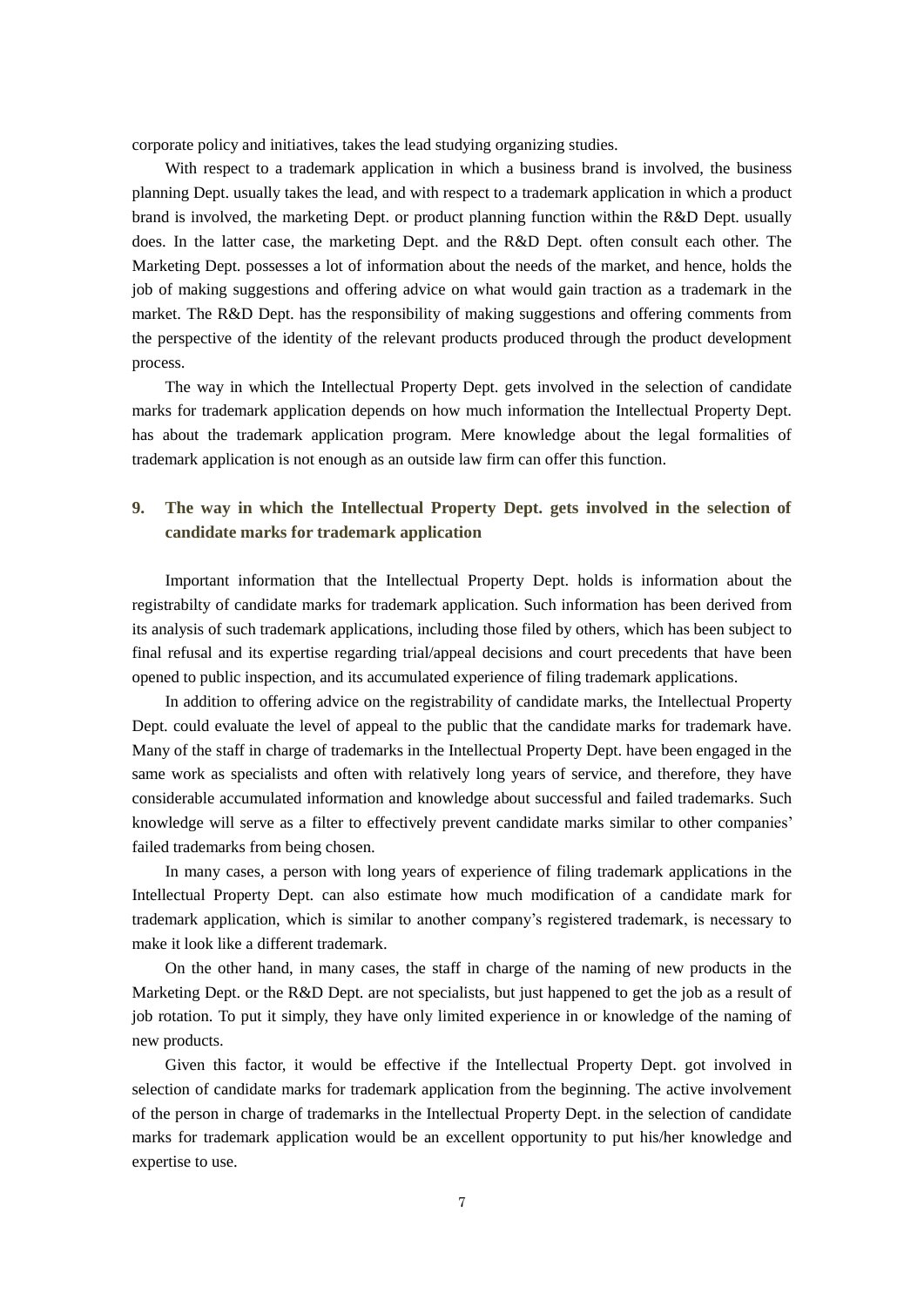corporate policy and initiatives, takes the lead studying organizing studies.

With respect to a trademark application in which a business brand is involved, the business planning Dept. usually takes the lead, and with respect to a trademark application in which a product brand is involved, the marketing Dept. or product planning function within the R&D Dept. usually does. In the latter case, the marketing Dept. and the R&D Dept. often consult each other. The Marketing Dept. possesses a lot of information about the needs of the market, and hence, holds the job of making suggestions and offering advice on what would gain traction as a trademark in the market. The R&D Dept. has the responsibility of making suggestions and offering comments from the perspective of the identity of the relevant products produced through the product development process.

The way in which the Intellectual Property Dept. gets involved in the selection of candidate marks for trademark application depends on how much information the Intellectual Property Dept. has about the trademark application program. Mere knowledge about the legal formalities of trademark application is not enough as an outside law firm can offer this function.

## 9. The way in which the Intellectual Property Dept. gets involved in the selection of candidate marks for trademark application

Important information that the Intellectual Property Dept. holds is information about the registrabilty of candidate marks for trademark application. Such information has been derived from its analysis of such trademark applications, including those filed by others, which has been subject to final refusal and its expertise regarding trial/appeal decisions and court precedents that have been opened to public inspection, and its accumulated experience of filing trademark applications.

In addition to offering advice on the registrability of candidate marks, the Intellectual Property Dept. could evaluate the level of appeal to the public that the candidate marks for trademark have. Many of the staff in charge of trademarks in the Intellectual Property Dept. have been engaged in the same work as specialists and often with relatively long years of service, and therefore, they have considerable accumulated information and knowledge about successful and failed trademarks. Such knowledge will serve as a filter to effectively prevent candidate marks similar to other companies' failed trademarks from being chosen.

In many cases, a person with long years of experience of filing trademark applications in the Intellectual Property Dept. can also estimate how much modification of a candidate mark for trademark application, which is similar to another company's registered trademark, is necessary to make it look like a different trademark.

On the other hand, in many cases, the staff in charge of the naming of new products in the Marketing Dept. or the R&D Dept. are not specialists, but just happened to get the job as a result of job rotation. To put it simply, they have only limited experience in or knowledge of the naming of new products.

Given this factor, it would be effective if the Intellectual Property Dept. got involved in selection of candidate marks for trademark application from the beginning. The active involvement of the person in charge of trademarks in the Intellectual Property Dept. in the selection of candidate marks for trademark application would be an excellent opportunity to put his/her knowledge and expertise to use.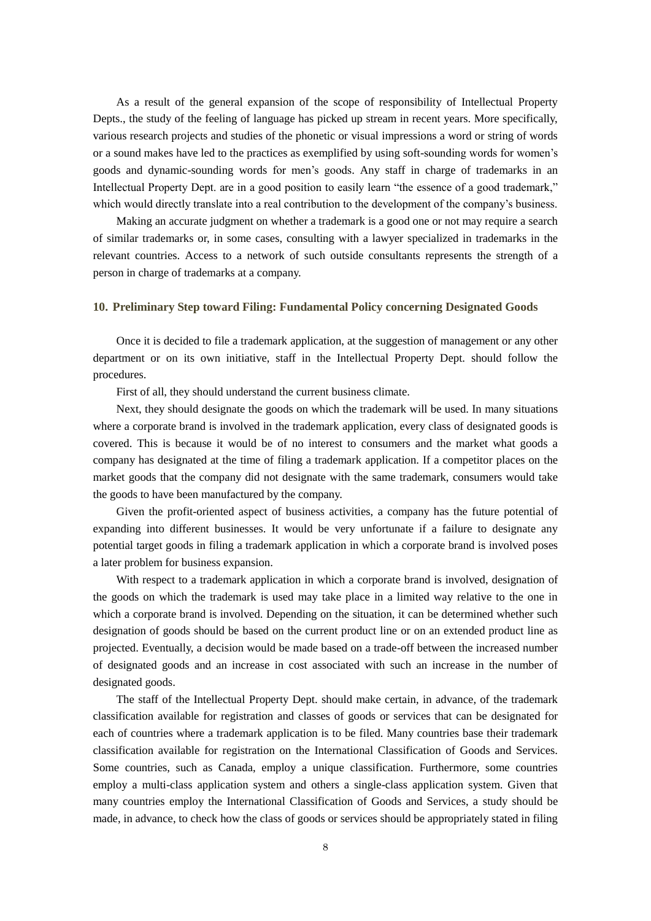As a result of the general expansion of the scope of responsibility of Intellectual Property Depts., the study of the feeling of language has picked up stream in recent years. More specifically, various research projects and studies of the phonetic or visual impressions a word or string of words or a sound makes have led to the practices as exemplified by using soft-sounding words for women's goods and dynamic-sounding words for men's goods. Any staff in charge of trademarks in an Intellectual Property Dept. are in a good position to easily learn "the essence of a good trademark," which would directly translate into a real contribution to the development of the company's business.

Making an accurate judgment on whether a trademark is a good one or not may require a search of similar trademarks or, in some cases, consulting with a lawyer specialized in trademarks in the relevant countries. Access to a network of such outside consultants represents the strength of a person in charge of trademarks at a company.

### 10. Preliminary Step toward Filing: Fundamental Policy concerning Designated Goods

Once it is decided to file a trademark application, at the suggestion of management or any other department or on its own initiative, staff in the Intellectual Property Dept. should follow the procedures.

First of all, they should understand the current business climate.

Next, they should designate the goods on which the trademark will be used. In many situations where a corporate brand is involved in the trademark application, every class of designated goods is covered. This is because it would be of no interest to consumers and the market what goods a company has designated at the time of filing a trademark application. If a competitor places on the market goods that the company did not designate with the same trademark, consumers would take the goods to have been manufactured by the company.

Given the profit-oriented aspect of business activities, a company has the future potential of expanding into different businesses. It would be very unfortunate if a failure to designate any potential target goods in filing a trademark application in which a corporate brand is involved poses a later problem for business expansion.

With respect to a trademark application in which a corporate brand is involved, designation of the goods on which the trademark is used may take place in a limited way relative to the one in which a corporate brand is involved. Depending on the situation, it can be determined whether such designation of goods should be based on the current product line or on an extended product line as projected. Eventually, a decision would be made based on a trade-off between the increased number of designated goods and an increase in cost associated with such an increase in the number of designated goods.

The staff of the Intellectual Property Dept. should make certain, in advance, of the trademark classification available for registration and classes of goods or services that can be designated for each of countries where a trademark application is to be filed. Many countries base their trademark classification available for registration on the International Classification of Goods and Services. Some countries, such as Canada, employ a unique classification. Furthermore, some countries employ a multi-class application system and others a single-class application system. Given that many countries employ the International Classification of Goods and Services, a study should be made, in advance, to check how the class of goods or services should be appropriately stated in filing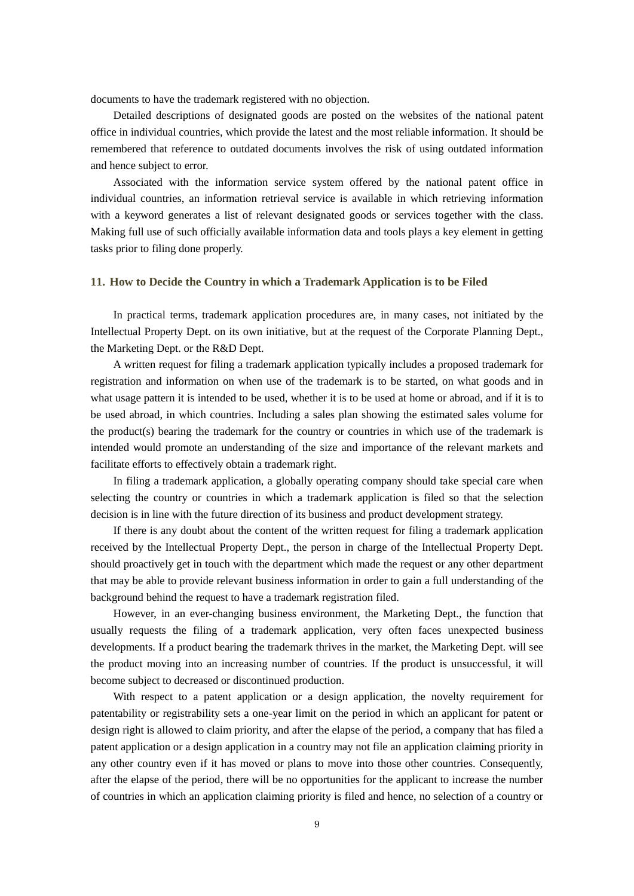documents to have the trademark registered with no objection.

Detailed descriptions of designated goods are posted on the websites of the national patent office in individual countries, which provide the latest and the most reliable information. It should be remembered that reference to outdated documents involves the risk of using outdated information and hence subject to error.

Associated with the information service system offered by the national patent office in individual countries, an information retrieval service is available in which retrieving information with a keyword generates a list of relevant designated goods or services together with the class. Making full use of such officially available information data and tools plays a key element in getting tasks prior to filing done properly.

## 11. How to Decide the Country in which a Trademark Application is to be Filed

In practical terms, trademark application procedures are, in many cases, not initiated by the Intellectual Property Dept. on its own initiative, but at the request of the Corporate Planning Dept., the Marketing Dept. or the R&D Dept.

A written request for filing a trademark application typically includes a proposed trademark for registration and information on when use of the trademark is to be started, on what goods and in what usage pattern it is intended to be used, whether it is to be used at home or abroad, and if it is to be used abroad, in which countries. Including a sales plan showing the estimated sales volume for the product(s) bearing the trademark for the country or countries in which use of the trademark is intended would promote an understanding of the size and importance of the relevant markets and facilitate efforts to effectively obtain a trademark right.

In filing a trademark application, a globally operating company should take special care when selecting the country or countries in which a trademark application is filed so that the selection decision is in line with the future direction of its business and product development strategy.

If there is any doubt about the content of the written request for filing a trademark application received by the Intellectual Property Dept., the person in charge of the Intellectual Property Dept. should proactively get in touch with the department which made the request or any other department that may be able to provide relevant business information in order to gain a full understanding of the background behind the request to have a trademark registration filed.

However, in an ever-changing business environment, the Marketing Dept., the function that usually requests the filing of a trademark application, very often faces unexpected business developments. If a product bearing the trademark thrives in the market, the Marketing Dept. will see the product moving into an increasing number of countries. If the product is unsuccessful, it will become subject to decreased or discontinued production.

With respect to a patent application or a design application, the novelty requirement for patentability or registrability sets a one-year limit on the period in which an applicant for patent or design right is allowed to claim priority, and after the elapse of the period, a company that has filed a patent application or a design application in a country may not file an application claiming priority in any other country even if it has moved or plans to move into those other countries. Consequently, after the elapse of the period, there will be no opportunities for the applicant to increase the number of countries in which an application claiming priority is filed and hence, no selection of a country or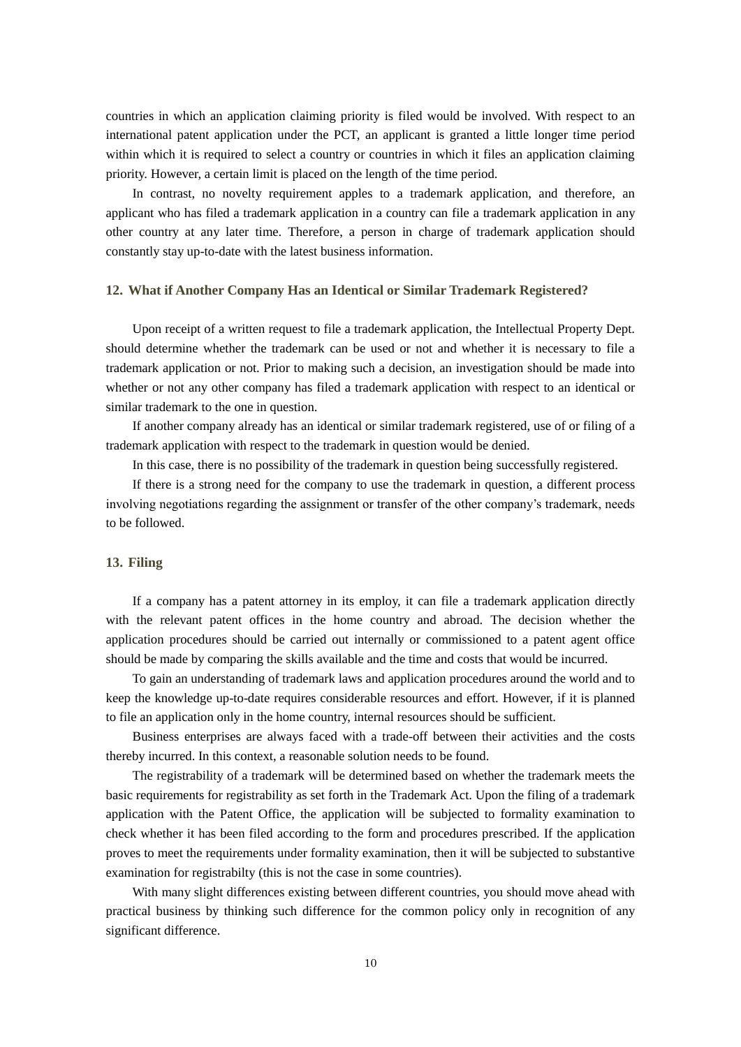countries in which an application claiming priority is filed would be involved. With respect to an international patent application under the PCT, an applicant is granted a little longer time period within which it is required to select a country or countries in which it files an application claiming priority. However, a certain limit is placed on the length of the time period.

In contrast, no novelty requirement apples to a trademark application, and therefore, an applicant who has filed a trademark application in a country can file a trademark application in any other country at any later time. Therefore, a person in charge of trademark application should constantly stay up-to-date with the latest business information.

## 12. What if Another Company Has an Identical or Similar Trademark Registered?

Upon receipt of a written request to file a trademark application, the Intellectual Property Dept. should determine whether the trademark can be used or not and whether it is necessary to file a trademark application or not. Prior to making such a decision, an investigation should be made into whether or not any other company has filed a trademark application with respect to an identical or similar trademark to the one in question.

If another company already has an identical or similar trademark registered, use of or filing of a trademark application with respect to the trademark in question would be denied.

In this case, there is no possibility of the trademark in question being successfully registered.

If there is a strong need for the company to use the trademark in question, a different process involving negotiations regarding the assignment or transfer of the other company's trademark, needs to be followed.

## 13. Filing

If a company has a patent attorney in its employ, it can file a trademark application directly with the relevant patent offices in the home country and abroad. The decision whether the application procedures should be carried out internally or commissioned to a patent agent office should be made by comparing the skills available and the time and costs that would be incurred.

To gain an understanding of trademark laws and application procedures around the world and to keep the knowledge up-to-date requires considerable resources and effort. However, if it is planned to file an application only in the home country, internal resources should be sufficient.

Business enterprises are always faced with a trade-off between their activities and the costs thereby incurred. In this context, a reasonable solution needs to be found.

The registrability of a trademark will be determined based on whether the trademark meets the basic requirements for registrability as set forth in the Trademark Act. Upon the filing of a trademark application with the Patent Office, the application will be subjected to formality examination to check whether it has been filed according to the form and procedures prescribed. If the application proves to meet the requirements under formality examination, then it will be subjected to substantive examination for registrabilty (this is not the case in some countries).

With many slight differences existing between different countries, you should move ahead with practical business by thinking such difference for the common policy only in recognition of any significant difference.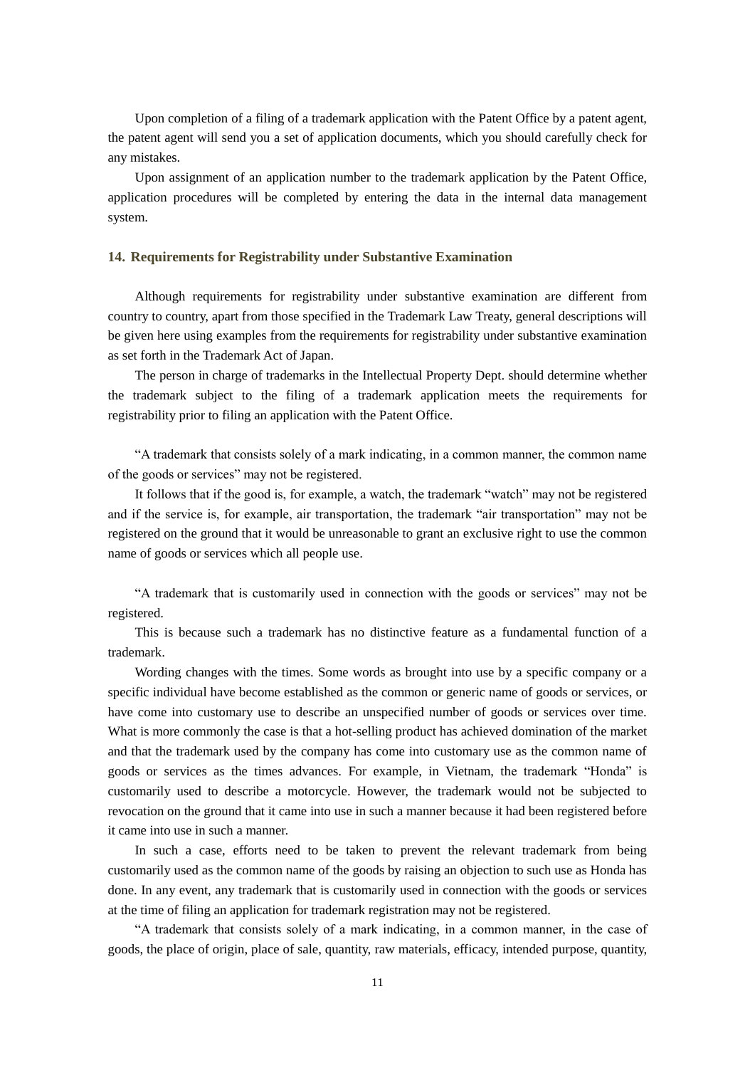Upon completion of a filing of a trademark application with the Patent Office by a patent agent, the patent agent will send you a set of application documents, which you should carefully check for any mistakes.

Upon assignment of an application number to the trademark application by the Patent Office, application procedures will be completed by entering the data in the internal data management system.

## 14. Requirements for Registrability under Substantive Examination

Although requirements for registrability under substantive examination are different from country to country, apart from those specified in the Trademark Law Treaty, general descriptions will be given here using examples from the requirements for registrability under substantive examination as set forth in the Trademark Act of Japan.

The person in charge of trademarks in the Intellectual Property Dept. should determine whether the trademark subject to the filing of a trademark application meets the requirements for registrability prior to filing an application with the Patent Office.

"A trademark that consists solely of a mark indicating, in a common manner, the common name of the goods or services" may not be registered.

It follows that if the good is, for example, a watch, the trademark "watch" may not be registered and if the service is, for example, air transportation, the trademark "air transportation" may not be registered on the ground that it would be unreasonable to grant an exclusive right to use the common name of goods or services which all people use.

"A trademark that is customarily used in connection with the goods or services" may not be registered.

This is because such a trademark has no distinctive feature as a fundamental function of a trademark.

Wording changes with the times. Some words as brought into use by a specific company or a specific individual have become established as the common or generic name of goods or services, or have come into customary use to describe an unspecified number of goods or services over time. What is more commonly the case is that a hot-selling product has achieved domination of the market and that the trademark used by the company has come into customary use as the common name of goods or services as the times advances. For example, in Vietnam, the trademark "Honda" is customarily used to describe a motorcycle. However, the trademark would not be subjected to revocation on the ground that it came into use in such a manner because it had been registered before it came into use in such a manner.

In such a case, efforts need to be taken to prevent the relevant trademark from being customarily used as the common name of the goods by raising an objection to such use as Honda has done. In any event, any trademark that is customarily used in connection with the goods or services at the time of filing an application for trademark registration may not be registered.

"A trademark that consists solely of a mark indicating, in a common manner, in the case of goods, the place of origin, place of sale, quantity, raw materials, efficacy, intended purpose, quantity,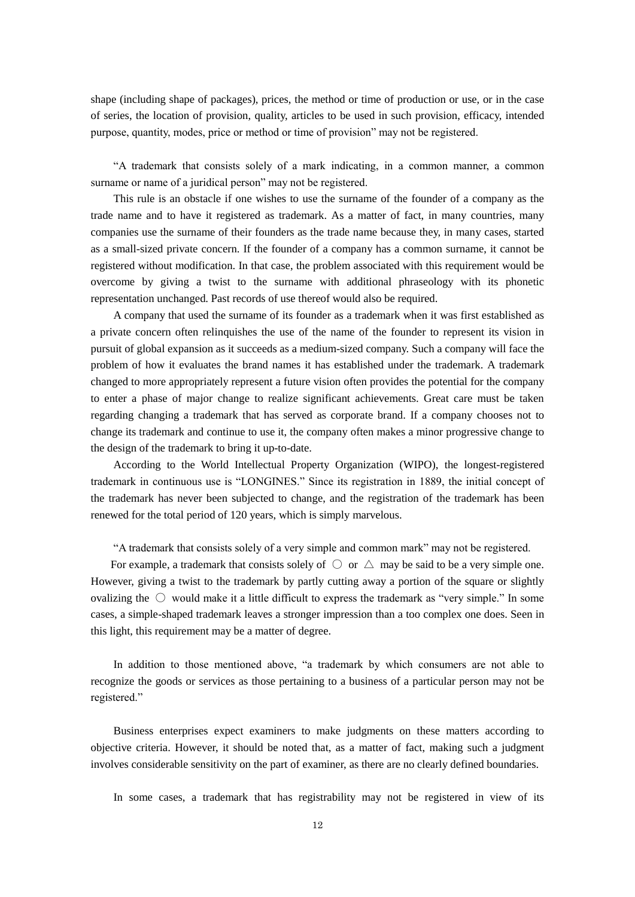shape (including shape of packages), prices, the method or time of production or use, or in the case of series, the location of provision, quality, articles to be used in such provision, efficacy, intended purpose, quantity, modes, price or method or time of provision" may not be registered.

"A trademark that consists solely of a mark indicating, in a common manner, a common surname or name of a juridical person" may not be registered.

This rule is an obstacle if one wishes to use the surname of the founder of a company as the trade name and to have it registered as trademark. As a matter of fact, in many countries, many companies use the surname of their founders as the trade name because they, in many cases, started as a small-sized private concern. If the founder of a company has a common surname, it cannot be registered without modification. In that case, the problem associated with this requirement would be overcome by giving a twist to the surname with additional phraseology with its phonetic representation unchanged. Past records of use thereof would also be required.

A company that used the surname of its founder as a trademark when it was first established as a private concern often relinquishes the use of the name of the founder to represent its vision in pursuit of global expansion as it succeeds as a medium-sized company. Such a company will face the problem of how it evaluates the brand names it has established under the trademark. A trademark changed to more appropriately represent a future vision often provides the potential for the company to enter a phase of major change to realize significant achievements. Great care must be taken regarding changing a trademark that has served as corporate brand. If a company chooses not to change its trademark and continue to use it, the company often makes a minor progressive change to the design of the trademark to bring it up-to-date.

According to the World Intellectual Property Organization (WIPO), the longest-registered trademark in continuous use is "LONGINES." Since its registration in 1889, the initial concept of the trademark has never been subjected to change, and the registration of the trademark has been renewed for the total period of 120 years, which is simply marvelous.

"A trademark that consists solely of a very simple and common mark" may not be registered.

For example, a trademark that consists solely of ○ or △ may be said to be a very simple one. However, giving a twist to the trademark by partly cutting away a portion of the square or slightly ovalizing the ○ would make it a little difficult to express the trademark as "very simple." In some cases, a simple-shaped trademark leaves a stronger impression than a too complex one does. Seen in this light, this requirement may be a matter of degree.

In addition to those mentioned above, "a trademark by which consumers are not able to recognize the goods or services as those pertaining to a business of a particular person may not be registered."

Business enterprises expect examiners to make judgments on these matters according to objective criteria. However, it should be noted that, as a matter of fact, making such a judgment involves considerable sensitivity on the part of examiner, as there are no clearly defined boundaries.

In some cases, a trademark that has registrability may not be registered in view of its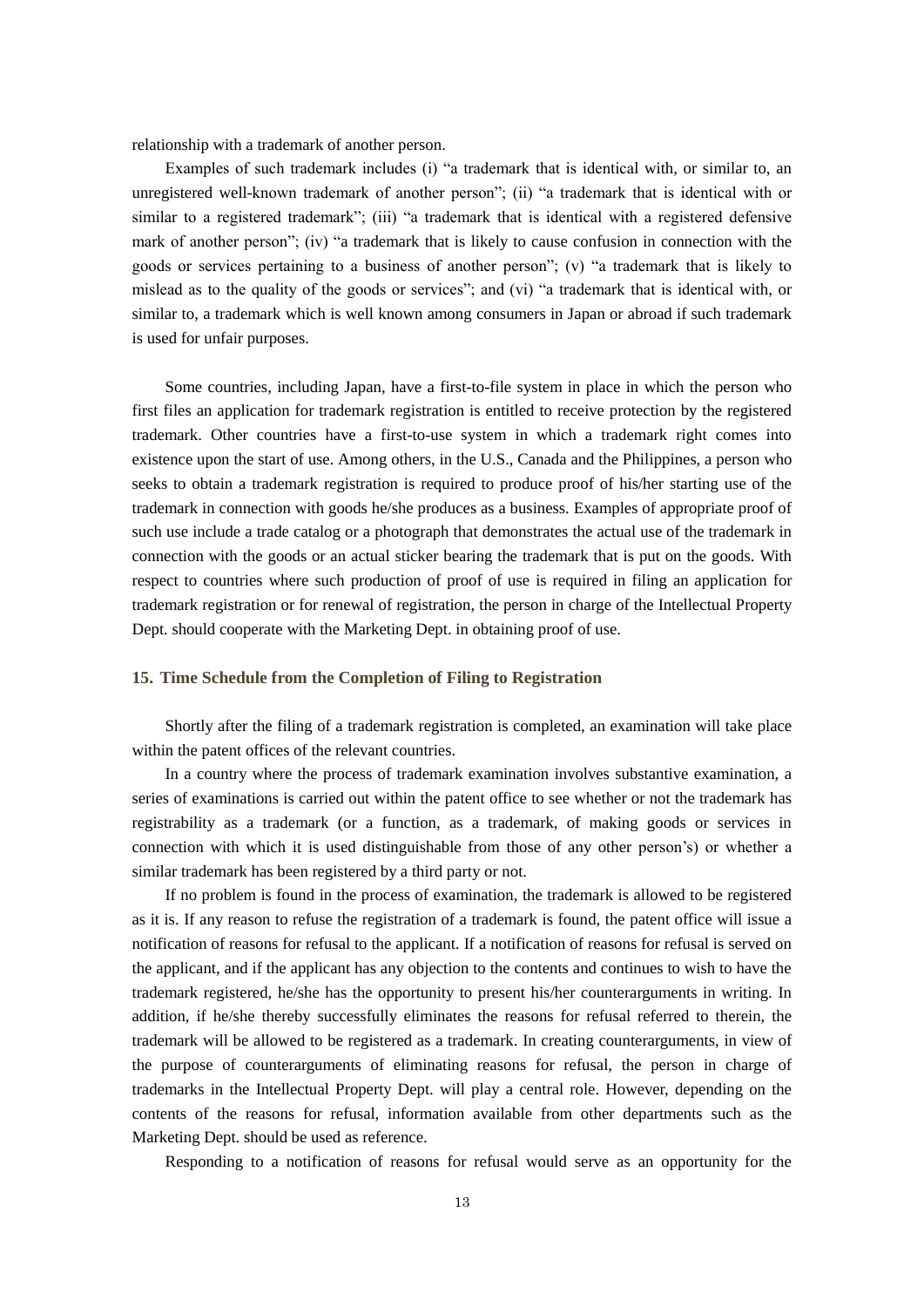relationship with a trademark of another person.

Examples of such trademark includes (i) "a trademark that is identical with, or similar to, an unregistered well-known trademark of another person"; (ii) "a trademark that is identical with or similar to a registered trademark"; (iii) "a trademark that is identical with a registered defensive mark of another person"; (iv) "a trademark that is likely to cause confusion in connection with the goods or services pertaining to a business of another person"; (v) "a trademark that is likely to mislead as to the quality of the goods or services"; and (vi) "a trademark that is identical with, or similar to, a trademark which is well known among consumers in Japan or abroad if such trademark is used for unfair purposes.

Some countries, including Japan, have a first-to-file system in place in which the person who first files an application for trademark registration is entitled to receive protection by the registered trademark. Other countries have a first-to-use system in which a trademark right comes into existence upon the start of use. Among others, in the U.S., Canada and the Philippines, a person who seeks to obtain a trademark registration is required to produce proof of his/her starting use of the trademark in connection with goods he/she produces as a business. Examples of appropriate proof of such use include a trade catalog or a photograph that demonstrates the actual use of the trademark in connection with the goods or an actual sticker bearing the trademark that is put on the goods. With respect to countries where such production of proof of use is required in filing an application for trademark registration or for renewal of registration, the person in charge of the Intellectual Property Dept. should cooperate with the Marketing Dept. in obtaining proof of use.

## 15. Time Schedule from the Completion of Filing to Registration

Shortly after the filing of a trademark registration is completed, an examination will take place within the patent offices of the relevant countries.

In a country where the process of trademark examination involves substantive examination, a series of examinations is carried out within the patent office to see whether or not the trademark has registrability as a trademark (or a function, as a trademark, of making goods or services in connection with which it is used distinguishable from those of any other person's) or whether a similar trademark has been registered by a third party or not.

If no problem is found in the process of examination, the trademark is allowed to be registered as it is. If any reason to refuse the registration of a trademark is found, the patent office will issue a notification of reasons for refusal to the applicant. If a notification of reasons for refusal is served on the applicant, and if the applicant has any objection to the contents and continues to wish to have the trademark registered, he/she has the opportunity to present his/her counterarguments in writing. In addition, if he/she thereby successfully eliminates the reasons for refusal referred to therein, the trademark will be allowed to be registered as a trademark. In creating counterarguments, in view of the purpose of counterarguments of eliminating reasons for refusal, the person in charge of trademarks in the Intellectual Property Dept. will play a central role. However, depending on the contents of the reasons for refusal, information available from other departments such as the Marketing Dept. should be used as reference.

Responding to a notification of reasons for refusal would serve as an opportunity for the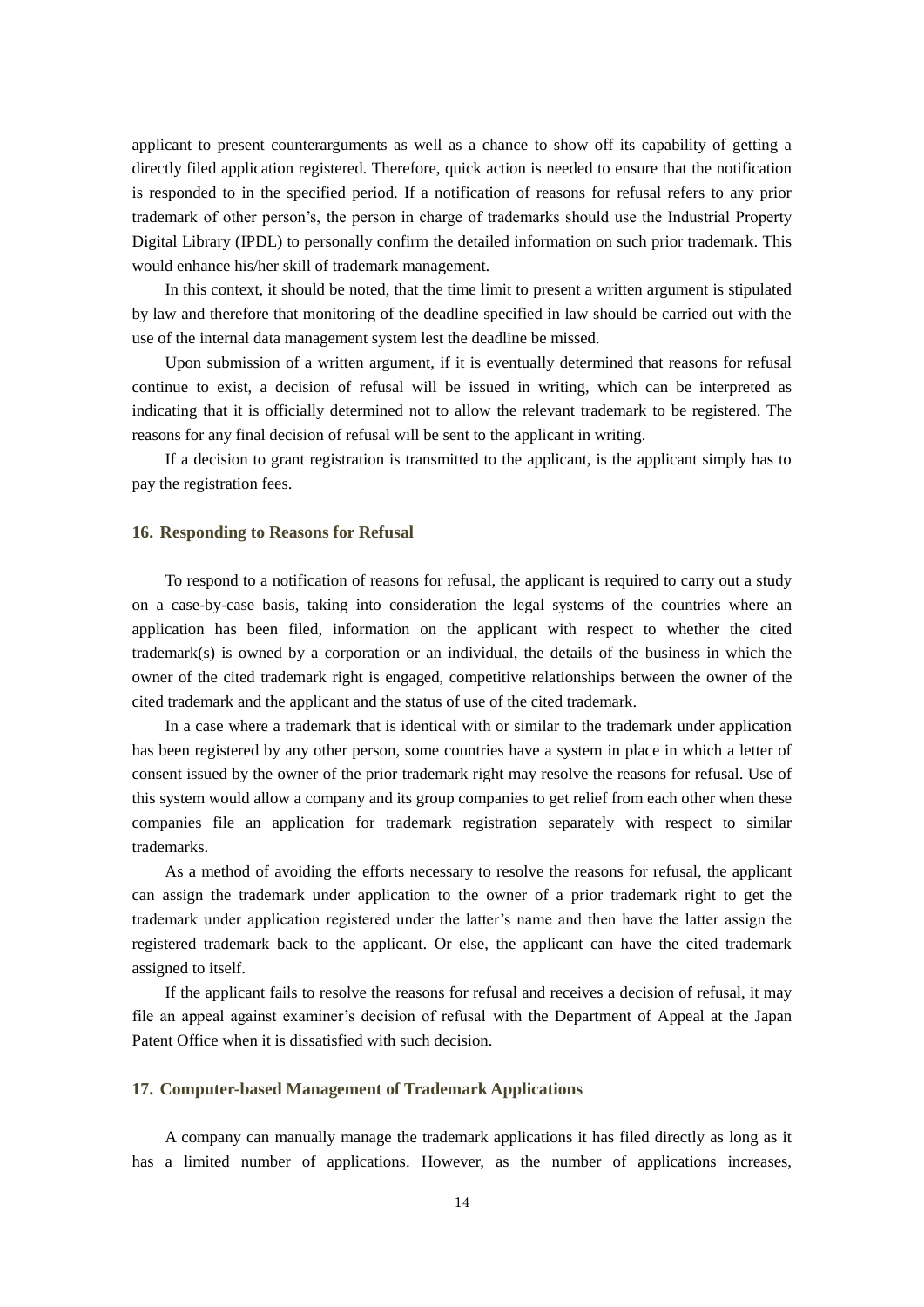applicant to present counterarguments as well as a chance to show off its capability of getting a directly filed application registered. Therefore, quick action is needed to ensure that the notification is responded to in the specified period. If a notification of reasons for refusal refers to any prior trademark of other person's, the person in charge of trademarks should use the Industrial Property Digital Library (IPDL) to personally confirm the detailed information on such prior trademark. This would enhance his/her skill of trademark management.

In this context, it should be noted, that the time limit to present a written argument is stipulated by law and therefore that monitoring of the deadline specified in law should be carried out with the use of the internal data management system lest the deadline be missed.

Upon submission of a written argument, if it is eventually determined that reasons for refusal continue to exist, a decision of refusal will be issued in writing, which can be interpreted as indicating that it is officially determined not to allow the relevant trademark to be registered. The reasons for any final decision of refusal will be sent to the applicant in writing.

If a decision to grant registration is transmitted to the applicant, is the applicant simply has to pay the registration fees.

### 16. Responding to Reasons for Refusal

To respond to a notification of reasons for refusal, the applicant is required to carry out a study on a case-by-case basis, taking into consideration the legal systems of the countries where an application has been filed, information on the applicant with respect to whether the cited trademark(s) is owned by a corporation or an individual, the details of the business in which the owner of the cited trademark right is engaged, competitive relationships between the owner of the cited trademark and the applicant and the status of use of the cited trademark.

In a case where a trademark that is identical with or similar to the trademark under application has been registered by any other person, some countries have a system in place in which a letter of consent issued by the owner of the prior trademark right may resolve the reasons for refusal. Use of this system would allow a company and its group companies to get relief from each other when these companies file an application for trademark registration separately with respect to similar trademarks.

As a method of avoiding the efforts necessary to resolve the reasons for refusal, the applicant can assign the trademark under application to the owner of a prior trademark right to get the trademark under application registered under the latter's name and then have the latter assign the registered trademark back to the applicant. Or else, the applicant can have the cited trademark assigned to itself.

If the applicant fails to resolve the reasons for refusal and receives a decision of refusal, it may file an appeal against examiner's decision of refusal with the Department of Appeal at the Japan Patent Office when it is dissatisfied with such decision.

### 17. Computer-based Management of Trademark Applications

A company can manually manage the trademark applications it has filed directly as long as it has a limited number of applications. However, as the number of applications increases,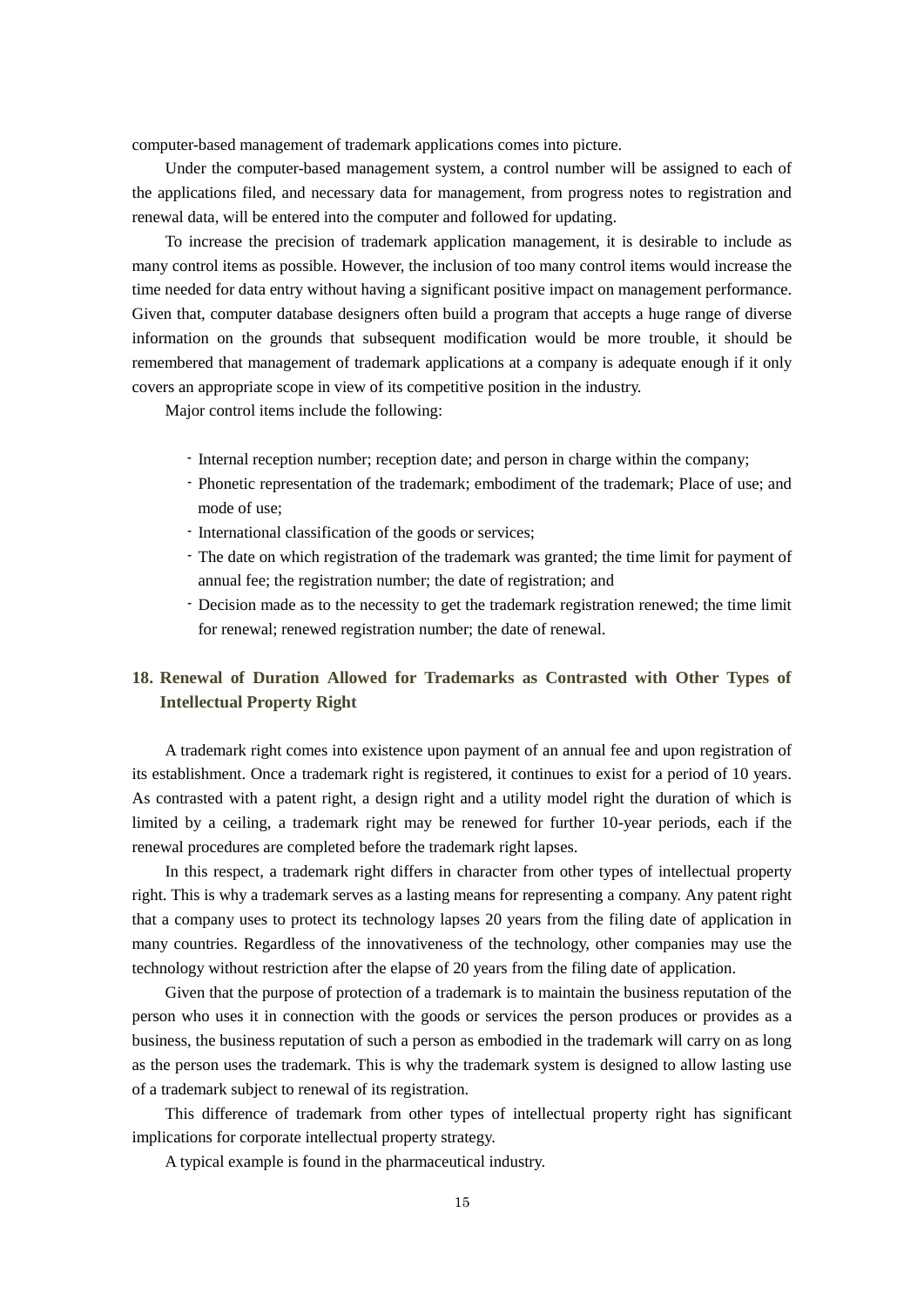computer-based management of trademark applications comes into picture.

Under the computer-based management system, a control number will be assigned to each of the applications filed, and necessary data for management, from progress notes to registration and renewal data, will be entered into the computer and followed for updating.

To increase the precision of trademark application management, it is desirable to include as many control items as possible. However, the inclusion of too many control items would increase the time needed for data entry without having a significant positive impact on management performance. Given that, computer database designers often build a program that accepts a huge range of diverse information on the grounds that subsequent modification would be more trouble, it should be remembered that management of trademark applications at a company is adequate enough if it only covers an appropriate scope in view of its competitive position in the industry.

Major control items include the following:

- Internal reception number; reception date; and person in charge within the company;
- Phonetic representation of the trademark; embodiment of the trademark; Place of use; and mode of use;
- International classification of the goods or services;
- The date on which registration of the trademark was granted; the time limit for payment of annual fee; the registration number; the date of registration; and
- Decision made as to the necessity to get the trademark registration renewed; the time limit for renewal; renewed registration number; the date of renewal.

## 18. Renewal of Duration Allowed for Trademarks as Contrasted with Other Types of Intellectual Property Right

A trademark right comes into existence upon payment of an annual fee and upon registration of its establishment. Once a trademark right is registered, it continues to exist for a period of 10 years. As contrasted with a patent right, a design right and a utility model right the duration of which is limited by a ceiling, a trademark right may be renewed for further 10-year periods, each if the renewal procedures are completed before the trademark right lapses.

In this respect, a trademark right differs in character from other types of intellectual property right. This is why a trademark serves as a lasting means for representing a company. Any patent right that a company uses to protect its technology lapses 20 years from the filing date of application in many countries. Regardless of the innovativeness of the technology, other companies may use the technology without restriction after the elapse of 20 years from the filing date of application.

Given that the purpose of protection of a trademark is to maintain the business reputation of the person who uses it in connection with the goods or services the person produces or provides as a business, the business reputation of such a person as embodied in the trademark will carry on as long as the person uses the trademark. This is why the trademark system is designed to allow lasting use of a trademark subject to renewal of its registration.

This difference of trademark from other types of intellectual property right has significant implications for corporate intellectual property strategy.

A typical example is found in the pharmaceutical industry.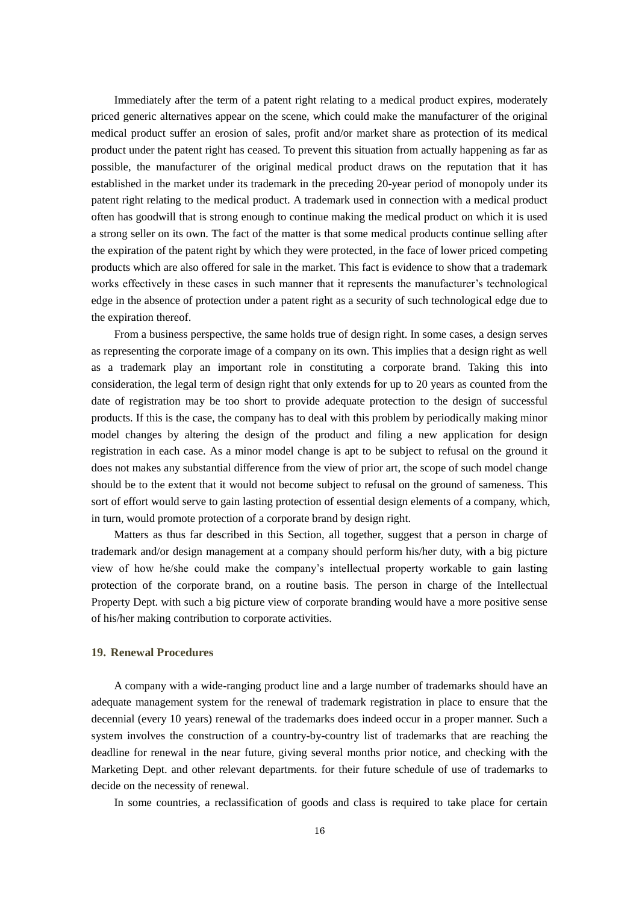Immediately after the term of a patent right relating to a medical product expires, moderately priced generic alternatives appear on the scene, which could make the manufacturer of the original medical product suffer an erosion of sales, profit and/or market share as protection of its medical product under the patent right has ceased. To prevent this situation from actually happening as far as possible, the manufacturer of the original medical product draws on the reputation that it has established in the market under its trademark in the preceding 20-year period of monopoly under its patent right relating to the medical product. A trademark used in connection with a medical product often has goodwill that is strong enough to continue making the medical product on which it is used a strong seller on its own. The fact of the matter is that some medical products continue selling after the expiration of the patent right by which they were protected, in the face of lower priced competing products which are also offered for sale in the market. This fact is evidence to show that a trademark works effectively in these cases in such manner that it represents the manufacturer's technological edge in the absence of protection under a patent right as a security of such technological edge due to the expiration thereof.

From a business perspective, the same holds true of design right. In some cases, a design serves as representing the corporate image of a company on its own. This implies that a design right as well as a trademark play an important role in constituting a corporate brand. Taking this into consideration, the legal term of design right that only extends for up to 20 years as counted from the date of registration may be too short to provide adequate protection to the design of successful products. If this is the case, the company has to deal with this problem by periodically making minor model changes by altering the design of the product and filing a new application for design registration in each case. As a minor model change is apt to be subject to refusal on the ground it does not makes any substantial difference from the view of prior art, the scope of such model change should be to the extent that it would not become subject to refusal on the ground of sameness. This sort of effort would serve to gain lasting protection of essential design elements of a company, which, in turn, would promote protection of a corporate brand by design right.

Matters as thus far described in this Section, all together, suggest that a person in charge of trademark and/or design management at a company should perform his/her duty, with a big picture view of how he/she could make the company's intellectual property workable to gain lasting protection of the corporate brand, on a routine basis. The person in charge of the Intellectual Property Dept. with such a big picture view of corporate branding would have a more positive sense of his/her making contribution to corporate activities.

## 19. Renewal Procedures

A company with a wide-ranging product line and a large number of trademarks should have an adequate management system for the renewal of trademark registration in place to ensure that the decennial (every 10 years) renewal of the trademarks does indeed occur in a proper manner. Such a system involves the construction of a country-by-country list of trademarks that are reaching the deadline for renewal in the near future, giving several months prior notice, and checking with the Marketing Dept. and other relevant departments. for their future schedule of use of trademarks to decide on the necessity of renewal.

In some countries, a reclassification of goods and class is required to take place for certain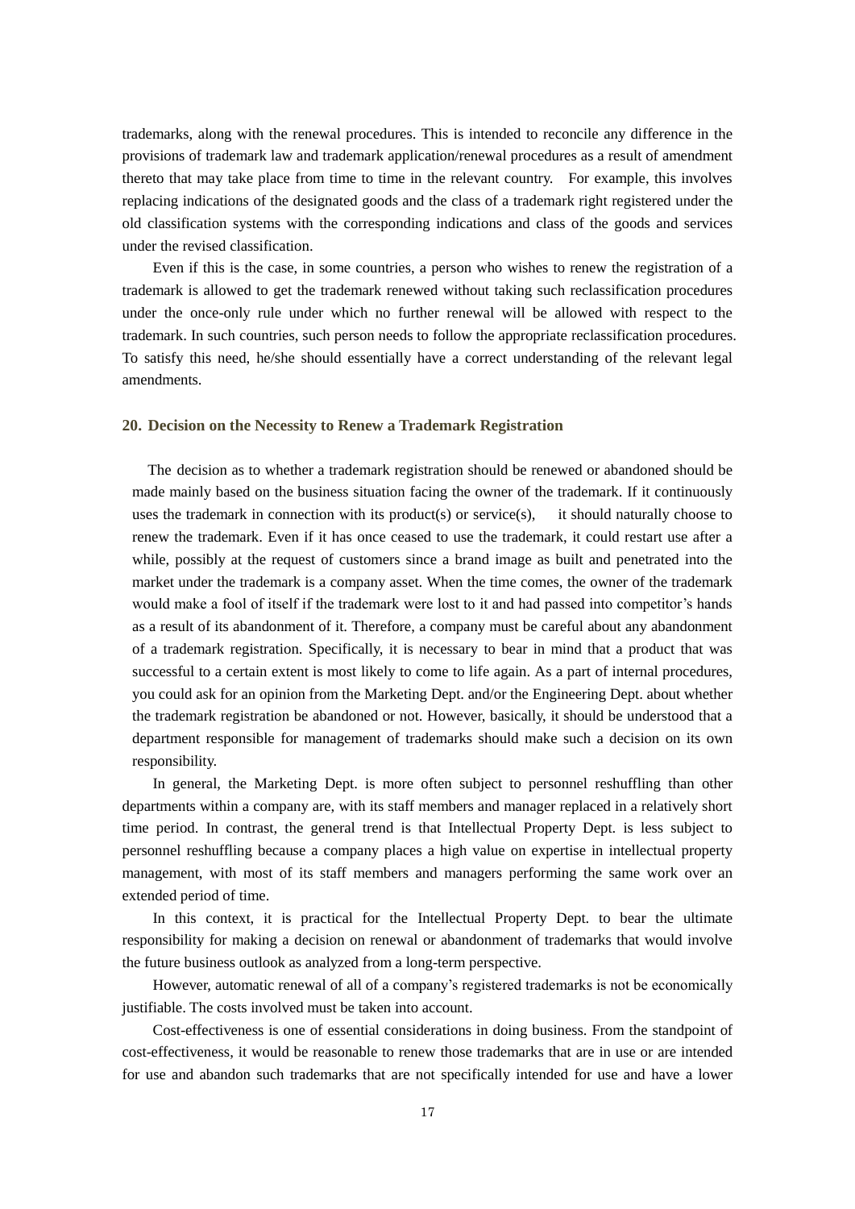trademarks, along with the renewal procedures. This is intended to reconcile any difference in the provisions of trademark law and trademark application/renewal procedures as a result of amendment thereto that may take place from time to time in the relevant country. For example, this involves replacing indications of the designated goods and the class of a trademark right registered under the old classification systems with the corresponding indications and class of the goods and services under the revised classification.

Even if this is the case, in some countries, a person who wishes to renew the registration of a trademark is allowed to get the trademark renewed without taking such reclassification procedures under the once-only rule under which no further renewal will be allowed with respect to the trademark. In such countries, such person needs to follow the appropriate reclassification procedures. To satisfy this need, he/she should essentially have a correct understanding of the relevant legal amendments.

## 20. Decision on the Necessity to Renew a Trademark Registration

The decision as to whether a trademark registration should be renewed or abandoned should be made mainly based on the business situation facing the owner of the trademark. If it continuously uses the trademark in connection with its product(s) or service(s), it should naturally choose to renew the trademark. Even if it has once ceased to use the trademark, it could restart use after a while, possibly at the request of customers since a brand image as built and penetrated into the market under the trademark is a company asset. When the time comes, the owner of the trademark would make a fool of itself if the trademark were lost to it and had passed into competitor's hands as a result of its abandonment of it. Therefore, a company must be careful about any abandonment of a trademark registration. Specifically, it is necessary to bear in mind that a product that was successful to a certain extent is most likely to come to life again. As a part of internal procedures, you could ask for an opinion from the Marketing Dept. and/or the Engineering Dept. about whether the trademark registration be abandoned or not. However, basically, it should be understood that a department responsible for management of trademarks should make such a decision on its own responsibility.

In general, the Marketing Dept. is more often subject to personnel reshuffling than other departments within a company are, with its staff members and manager replaced in a relatively short time period. In contrast, the general trend is that Intellectual Property Dept. is less subject to personnel reshuffling because a company places a high value on expertise in intellectual property management, with most of its staff members and managers performing the same work over an extended period of time.

In this context, it is practical for the Intellectual Property Dept. to bear the ultimate responsibility for making a decision on renewal or abandonment of trademarks that would involve the future business outlook as analyzed from a long-term perspective.

However, automatic renewal of all of a company's registered trademarks is not be economically justifiable. The costs involved must be taken into account.

Cost-effectiveness is one of essential considerations in doing business. From the standpoint of cost-effectiveness, it would be reasonable to renew those trademarks that are in use or are intended for use and abandon such trademarks that are not specifically intended for use and have a lower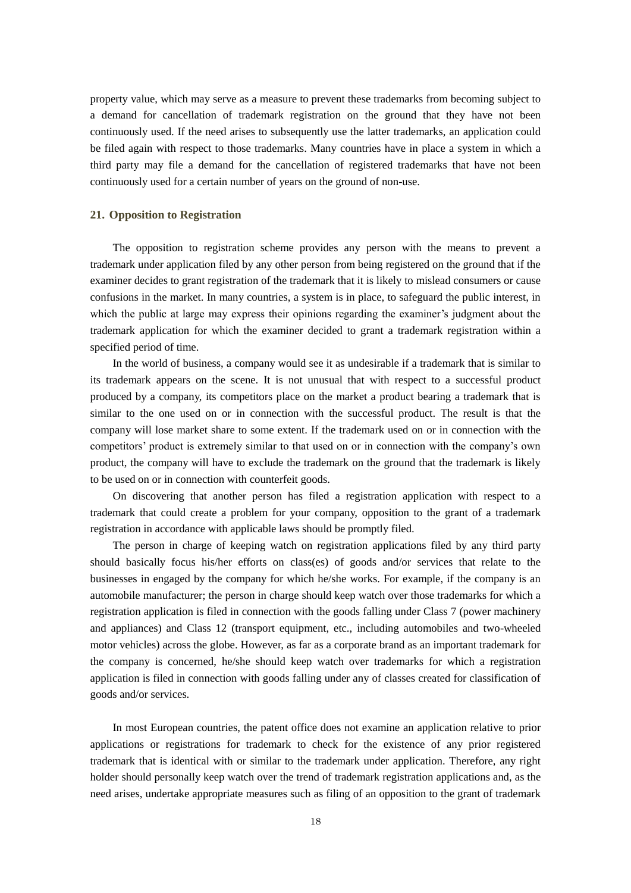property value, which may serve as a measure to prevent these trademarks from becoming subject to a demand for cancellation of trademark registration on the ground that they have not been continuously used. If the need arises to subsequently use the latter trademarks, an application could be filed again with respect to those trademarks. Many countries have in place a system in which a third party may file a demand for the cancellation of registered trademarks that have not been continuously used for a certain number of years on the ground of non-use.

## 21. Opposition to Registration

The opposition to registration scheme provides any person with the means to prevent a trademark under application filed by any other person from being registered on the ground that if the examiner decides to grant registration of the trademark that it is likely to mislead consumers or cause confusions in the market. In many countries, a system is in place, to safeguard the public interest, in which the public at large may express their opinions regarding the examiner's judgment about the trademark application for which the examiner decided to grant a trademark registration within a specified period of time.

In the world of business, a company would see it as undesirable if a trademark that is similar to its trademark appears on the scene. It is not unusual that with respect to a successful product produced by a company, its competitors place on the market a product bearing a trademark that is similar to the one used on or in connection with the successful product. The result is that the company will lose market share to some extent. If the trademark used on or in connection with the competitors' product is extremely similar to that used on or in connection with the company's own product, the company will have to exclude the trademark on the ground that the trademark is likely to be used on or in connection with counterfeit goods.

On discovering that another person has filed a registration application with respect to a trademark that could create a problem for your company, opposition to the grant of a trademark registration in accordance with applicable laws should be promptly filed.

The person in charge of keeping watch on registration applications filed by any third party should basically focus his/her efforts on class(es) of goods and/or services that relate to the businesses in engaged by the company for which he/she works. For example, if the company is an automobile manufacturer; the person in charge should keep watch over those trademarks for which a registration application is filed in connection with the goods falling under Class 7 (power machinery and appliances) and Class 12 (transport equipment, etc., including automobiles and two-wheeled motor vehicles) across the globe. However, as far as a corporate brand as an important trademark for the company is concerned, he/she should keep watch over trademarks for which a registration application is filed in connection with goods falling under any of classes created for classification of goods and/or services.

In most European countries, the patent office does not examine an application relative to prior applications or registrations for trademark to check for the existence of any prior registered trademark that is identical with or similar to the trademark under application. Therefore, any right holder should personally keep watch over the trend of trademark registration applications and, as the need arises, undertake appropriate measures such as filing of an opposition to the grant of trademark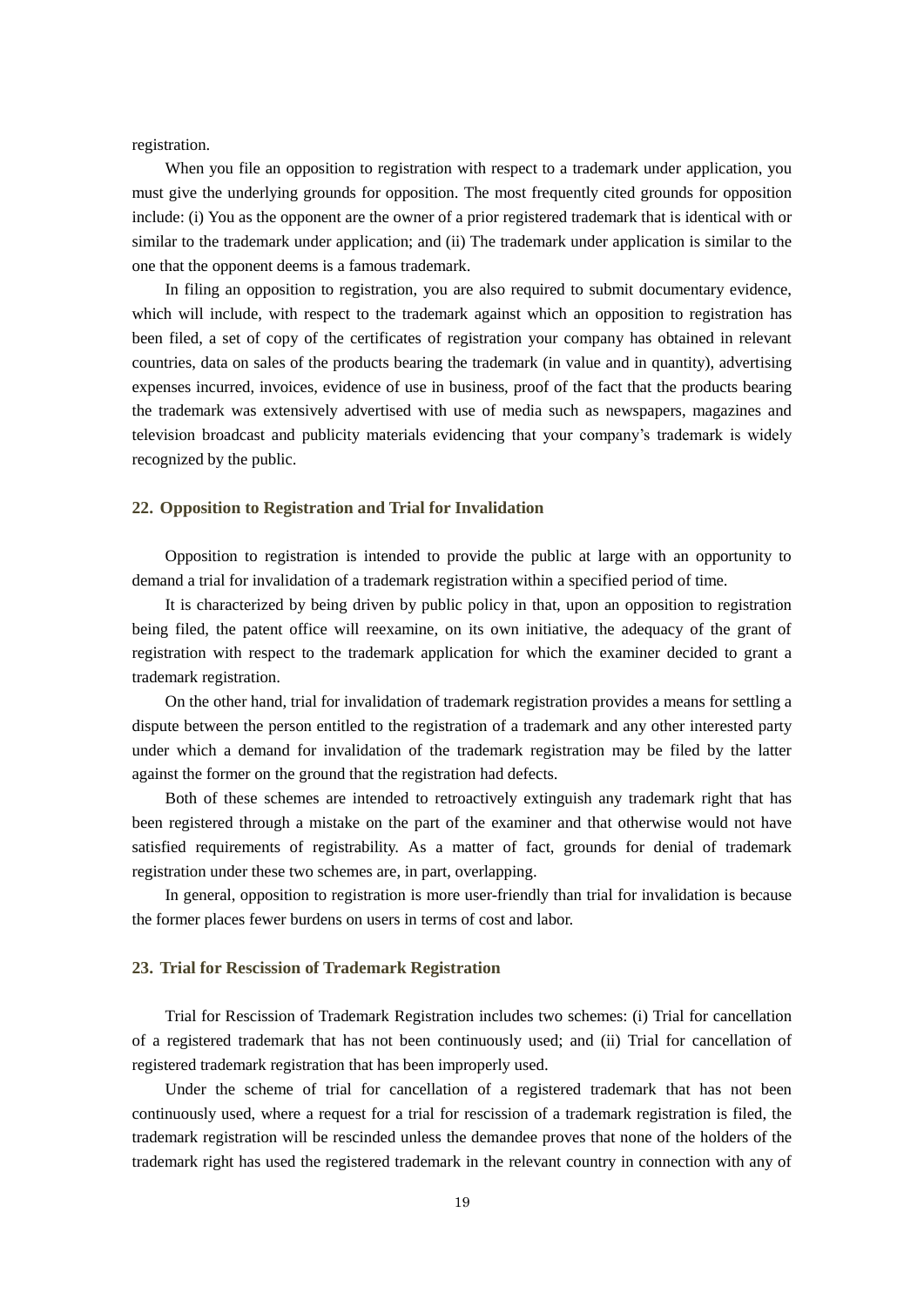registration.

When you file an opposition to registration with respect to a trademark under application, you must give the underlying grounds for opposition. The most frequently cited grounds for opposition include: (i) You as the opponent are the owner of a prior registered trademark that is identical with or similar to the trademark under application; and (ii) The trademark under application is similar to the one that the opponent deems is a famous trademark.

In filing an opposition to registration, you are also required to submit documentary evidence, which will include, with respect to the trademark against which an opposition to registration has been filed, a set of copy of the certificates of registration your company has obtained in relevant countries, data on sales of the products bearing the trademark (in value and in quantity), advertising expenses incurred, invoices, evidence of use in business, proof of the fact that the products bearing the trademark was extensively advertised with use of media such as newspapers, magazines and television broadcast and publicity materials evidencing that your company's trademark is widely recognized by the public.

## 22. Opposition to Registration and Trial for Invalidation

Opposition to registration is intended to provide the public at large with an opportunity to demand a trial for invalidation of a trademark registration within a specified period of time.

It is characterized by being driven by public policy in that, upon an opposition to registration being filed, the patent office will reexamine, on its own initiative, the adequacy of the grant of registration with respect to the trademark application for which the examiner decided to grant a trademark registration.

On the other hand, trial for invalidation of trademark registration provides a means for settling a dispute between the person entitled to the registration of a trademark and any other interested party under which a demand for invalidation of the trademark registration may be filed by the latter against the former on the ground that the registration had defects.

Both of these schemes are intended to retroactively extinguish any trademark right that has been registered through a mistake on the part of the examiner and that otherwise would not have satisfied requirements of registrability. As a matter of fact, grounds for denial of trademark registration under these two schemes are, in part, overlapping.

In general, opposition to registration is more user-friendly than trial for invalidation is because the former places fewer burdens on users in terms of cost and labor.

## 23. Trial for Rescission of Trademark Registration

Trial for Rescission of Trademark Registration includes two schemes: (i) Trial for cancellation of a registered trademark that has not been continuously used; and (ii) Trial for cancellation of registered trademark registration that has been improperly used.

Under the scheme of trial for cancellation of a registered trademark that has not been continuously used, where a request for a trial for rescission of a trademark registration is filed, the trademark registration will be rescinded unless the demandee proves that none of the holders of the trademark right has used the registered trademark in the relevant country in connection with any of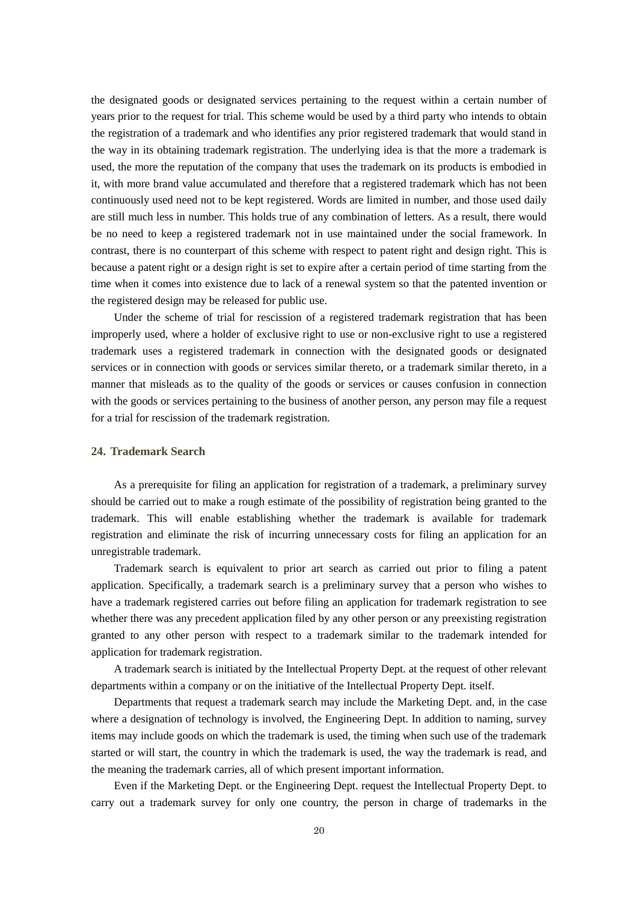the designated goods or designated services pertaining to the request within a certain number of years prior to the request for trial. This scheme would be used by a third party who intends to obtain the registration of a trademark and who identifies any prior registered trademark that would stand in the way in its obtaining trademark registration. The underlying idea is that the more a trademark is used, the more the reputation of the company that uses the trademark on its products is embodied in it, with more brand value accumulated and therefore that a registered trademark which has not been continuously used need not to be kept registered. Words are limited in number, and those used daily are still much less in number. This holds true of any combination of letters. As a result, there would be no need to keep a registered trademark not in use maintained under the social framework. In contrast, there is no counterpart of this scheme with respect to patent right and design right. This is because a patent right or a design right is set to expire after a certain period of time starting from the time when it comes into existence due to lack of a renewal system so that the patented invention or the registered design may be released for public use.

Under the scheme of trial for rescission of a registered trademark registration that has been improperly used, where a holder of exclusive right to use or non-exclusive right to use a registered trademark uses a registered trademark in connection with the designated goods or designated services or in connection with goods or services similar thereto, or a trademark similar thereto, in a manner that misleads as to the quality of the goods or services or causes confusion in connection with the goods or services pertaining to the business of another person, any person may file a request for a trial for rescission of the trademark registration.

## 24. Trademark Search

As a prerequisite for filing an application for registration of a trademark, a preliminary survey should be carried out to make a rough estimate of the possibility of registration being granted to the trademark. This will enable establishing whether the trademark is available for trademark registration and eliminate the risk of incurring unnecessary costs for filing an application for an unregistrable trademark.

Trademark search is equivalent to prior art search as carried out prior to filing a patent application. Specifically, a trademark search is a preliminary survey that a person who wishes to have a trademark registered carries out before filing an application for trademark registration to see whether there was any precedent application filed by any other person or any preexisting registration granted to any other person with respect to a trademark similar to the trademark intended for application for trademark registration.

A trademark search is initiated by the Intellectual Property Dept. at the request of other relevant departments within a company or on the initiative of the Intellectual Property Dept. itself.

Departments that request a trademark search may include the Marketing Dept. and, in the case where a designation of technology is involved, the Engineering Dept. In addition to naming, survey items may include goods on which the trademark is used, the timing when such use of the trademark started or will start, the country in which the trademark is used, the way the trademark is read, and the meaning the trademark carries, all of which present important information.

Even if the Marketing Dept. or the Engineering Dept. request the Intellectual Property Dept. to carry out a trademark survey for only one country, the person in charge of trademarks in the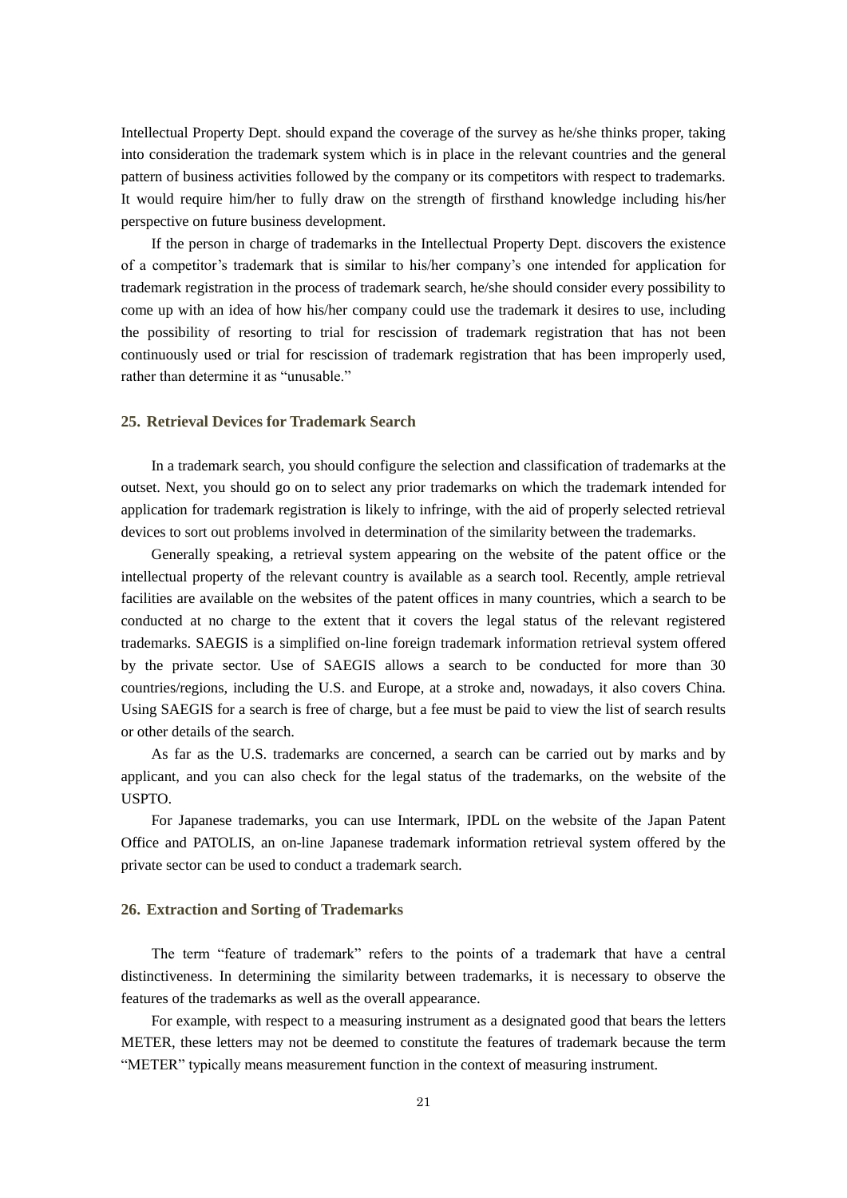Intellectual Property Dept. should expand the coverage of the survey as he/she thinks proper, taking into consideration the trademark system which is in place in the relevant countries and the general pattern of business activities followed by the company or its competitors with respect to trademarks. It would require him/her to fully draw on the strength of firsthand knowledge including his/her perspective on future business development.

If the person in charge of trademarks in the Intellectual Property Dept. discovers the existence of a competitor's trademark that is similar to his/her company's one intended for application for trademark registration in the process of trademark search, he/she should consider every possibility to come up with an idea of how his/her company could use the trademark it desires to use, including the possibility of resorting to trial for rescission of trademark registration that has not been continuously used or trial for rescission of trademark registration that has been improperly used, rather than determine it as "unusable."

## 25. Retrieval Devices for Trademark Search

In a trademark search, you should configure the selection and classification of trademarks at the outset. Next, you should go on to select any prior trademarks on which the trademark intended for application for trademark registration is likely to infringe, with the aid of properly selected retrieval devices to sort out problems involved in determination of the similarity between the trademarks.

Generally speaking, a retrieval system appearing on the website of the patent office or the intellectual property of the relevant country is available as a search tool. Recently, ample retrieval facilities are available on the websites of the patent offices in many countries, which a search to be conducted at no charge to the extent that it covers the legal status of the relevant registered trademarks. SAEGIS is a simplified on-line foreign trademark information retrieval system offered by the private sector. Use of SAEGIS allows a search to be conducted for more than 30 countries/regions, including the U.S. and Europe, at a stroke and, nowadays, it also covers China. Using SAEGIS for a search is free of charge, but a fee must be paid to view the list of search results or other details of the search.

As far as the U.S. trademarks are concerned, a search can be carried out by marks and by applicant, and you can also check for the legal status of the trademarks, on the website of the USPTO.

For Japanese trademarks, you can use Intermark, IPDL on the website of the Japan Patent Office and PATOLIS, an on-line Japanese trademark information retrieval system offered by the private sector can be used to conduct a trademark search.

## 26. Extraction and Sorting of Trademarks

The term "feature of trademark" refers to the points of a trademark that have a central distinctiveness. In determining the similarity between trademarks, it is necessary to observe the features of the trademarks as well as the overall appearance.

For example, with respect to a measuring instrument as a designated good that bears the letters METER, these letters may not be deemed to constitute the features of trademark because the term "METER" typically means measurement function in the context of measuring instrument.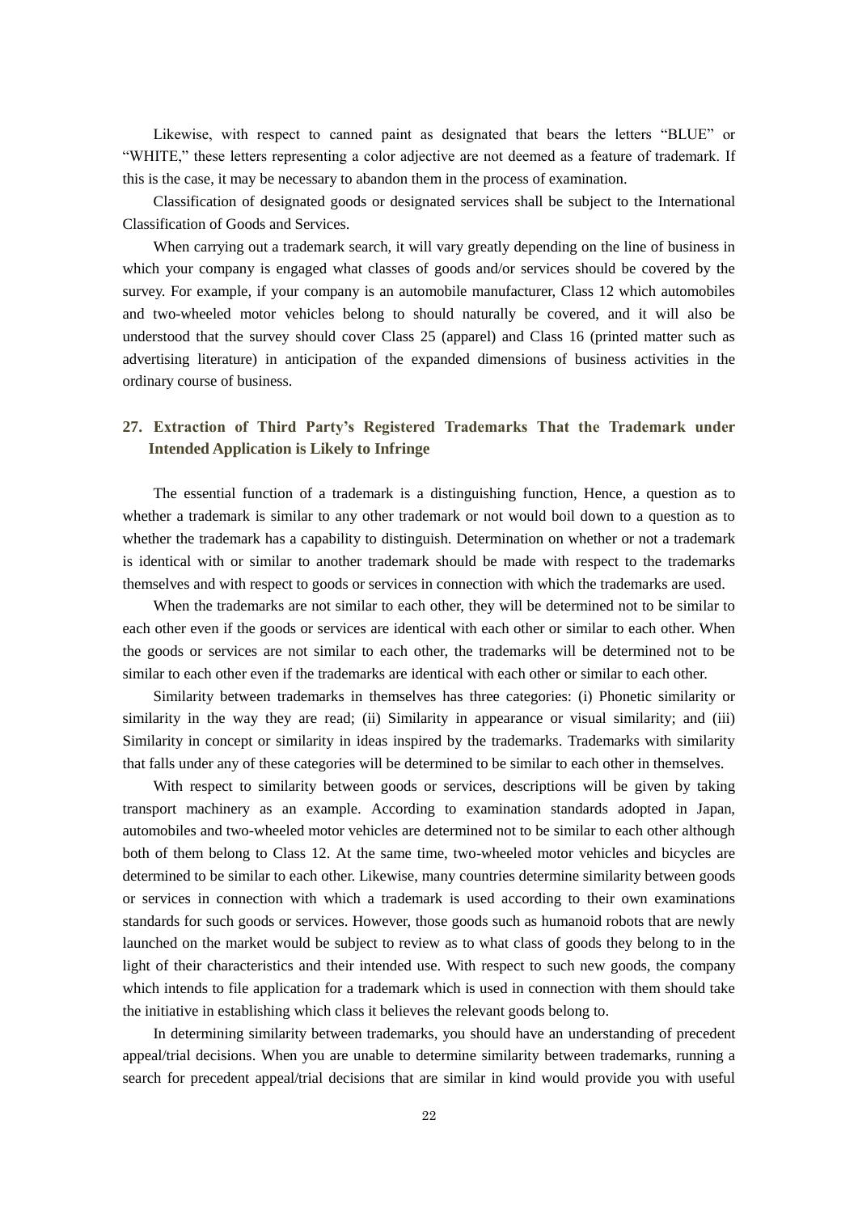Likewise, with respect to canned paint as designated that bears the letters "BLUE" or "WHITE," these letters representing a color adjective are not deemed as a feature of trademark. If this is the case, it may be necessary to abandon them in the process of examination.

Classification of designated goods or designated services shall be subject to the International Classification of Goods and Services.

When carrying out a trademark search, it will vary greatly depending on the line of business in which your company is engaged what classes of goods and/or services should be covered by the survey. For example, if your company is an automobile manufacturer, Class 12 which automobiles and two-wheeled motor vehicles belong to should naturally be covered, and it will also be understood that the survey should cover Class 25 (apparel) and Class 16 (printed matter such as advertising literature) in anticipation of the expanded dimensions of business activities in the ordinary course of business.

## 27. Extraction of Third Party's Registered Trademarks That the Trademark under Intended Application is Likely to Infringe

The essential function of a trademark is a distinguishing function, Hence, a question as to whether a trademark is similar to any other trademark or not would boil down to a question as to whether the trademark has a capability to distinguish. Determination on whether or not a trademark is identical with or similar to another trademark should be made with respect to the trademarks themselves and with respect to goods or services in connection with which the trademarks are used.

When the trademarks are not similar to each other, they will be determined not to be similar to each other even if the goods or services are identical with each other or similar to each other. When the goods or services are not similar to each other, the trademarks will be determined not to be similar to each other even if the trademarks are identical with each other or similar to each other.

Similarity between trademarks in themselves has three categories: (i) Phonetic similarity or similarity in the way they are read; (ii) Similarity in appearance or visual similarity; and (iii) Similarity in concept or similarity in ideas inspired by the trademarks. Trademarks with similarity that falls under any of these categories will be determined to be similar to each other in themselves.

With respect to similarity between goods or services, descriptions will be given by taking transport machinery as an example. According to examination standards adopted in Japan, automobiles and two-wheeled motor vehicles are determined not to be similar to each other although both of them belong to Class 12. At the same time, two-wheeled motor vehicles and bicycles are determined to be similar to each other. Likewise, many countries determine similarity between goods or services in connection with which a trademark is used according to their own examinations standards for such goods or services. However, those goods such as humanoid robots that are newly launched on the market would be subject to review as to what class of goods they belong to in the light of their characteristics and their intended use. With respect to such new goods, the company which intends to file application for a trademark which is used in connection with them should take the initiative in establishing which class it believes the relevant goods belong to.

In determining similarity between trademarks, you should have an understanding of precedent appeal/trial decisions. When you are unable to determine similarity between trademarks, running a search for precedent appeal/trial decisions that are similar in kind would provide you with useful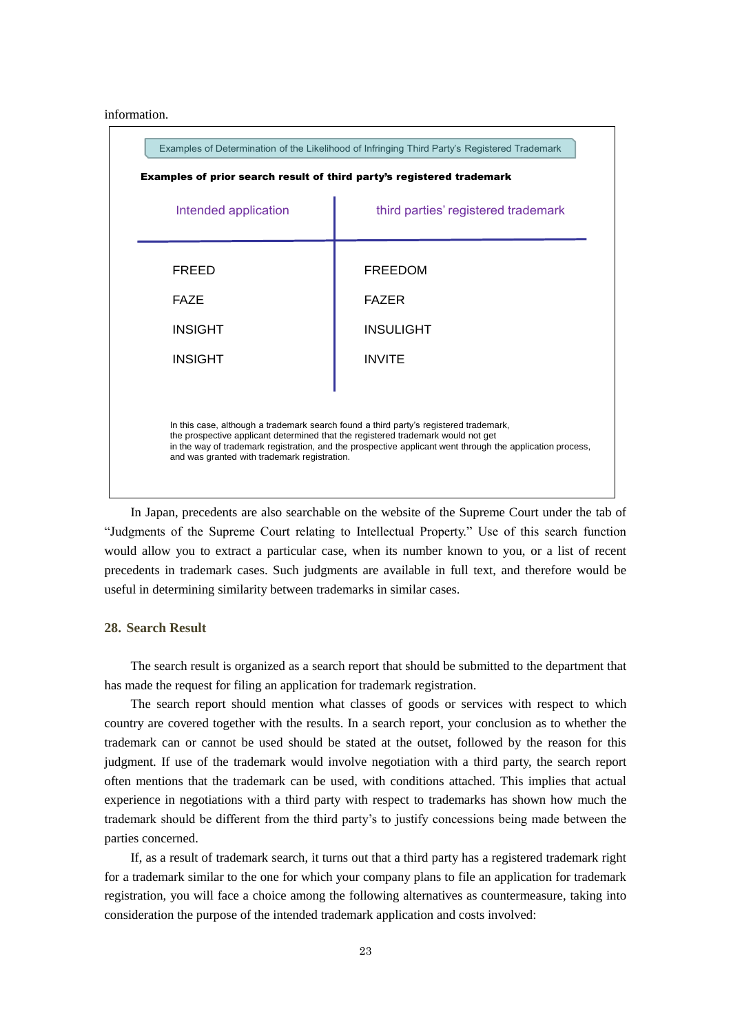information.

Examples of Determination of the Likelihood of Infringing Third Party's Registered Trademark

**Examples of prior search result of third party's registered trademark**

| Intended application | third parties' registered trademark |
|---|---|
| FREED | FREEDOM |
| FAZE | FAZER |
| INSIGHT | INSULIGHT |
| INSIGHT | INVITE |

In this case, although a trademark search found a third party's registered trademark, the prospective applicant determined that the registered trademark would not get in the way of trademark registration, and the prospective applicant went through the application process, and was granted with trademark registration.

In Japan, precedents are also searchable on the website of the Supreme Court under the tab of "Judgments of the Supreme Court relating to Intellectual Property." Use of this search function would allow you to extract a particular case, when its number known to you, or a list of recent precedents in trademark cases. Such judgments are available in full text, and therefore would be useful in determining similarity between trademarks in similar cases.

## 28. Search Result

The search result is organized as a search report that should be submitted to the department that has made the request for filing an application for trademark registration.

The search report should mention what classes of goods or services with respect to which country are covered together with the results. In a search report, your conclusion as to whether the trademark can or cannot be used should be stated at the outset, followed by the reason for this judgment. If use of the trademark would involve negotiation with a third party, the search report often mentions that the trademark can be used, with conditions attached. This implies that actual experience in negotiations with a third party with respect to trademarks has shown how much the trademark should be different from the third party's to justify concessions being made between the parties concerned.

If, as a result of trademark search, it turns out that a third party has a registered trademark right for a trademark similar to the one for which your company plans to file an application for trademark registration, you will face a choice among the following alternatives as countermeasure, taking into consideration the purpose of the intended trademark application and costs involved: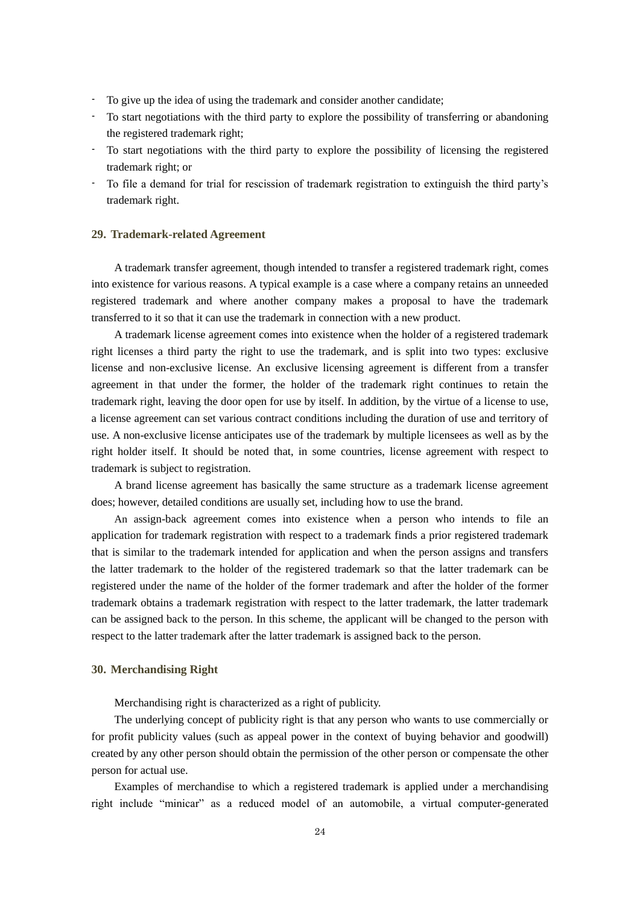- To give up the idea of using the trademark and consider another candidate;
- To start negotiations with the third party to explore the possibility of transferring or abandoning the registered trademark right;
- To start negotiations with the third party to explore the possibility of licensing the registered trademark right; or
- To file a demand for trial for rescission of trademark registration to extinguish the third party's trademark right.

## 29. Trademark-related Agreement

A trademark transfer agreement, though intended to transfer a registered trademark right, comes into existence for various reasons. A typical example is a case where a company retains an unneeded registered trademark and where another company makes a proposal to have the trademark transferred to it so that it can use the trademark in connection with a new product.

A trademark license agreement comes into existence when the holder of a registered trademark right licenses a third party the right to use the trademark, and is split into two types: exclusive license and non-exclusive license. An exclusive licensing agreement is different from a transfer agreement in that under the former, the holder of the trademark right continues to retain the trademark right, leaving the door open for use by itself. In addition, by the virtue of a license to use, a license agreement can set various contract conditions including the duration of use and territory of use. A non-exclusive license anticipates use of the trademark by multiple licensees as well as by the right holder itself. It should be noted that, in some countries, license agreement with respect to trademark is subject to registration.

A brand license agreement has basically the same structure as a trademark license agreement does; however, detailed conditions are usually set, including how to use the brand.

An assign-back agreement comes into existence when a person who intends to file an application for trademark registration with respect to a trademark finds a prior registered trademark that is similar to the trademark intended for application and when the person assigns and transfers the latter trademark to the holder of the registered trademark so that the latter trademark can be registered under the name of the holder of the former trademark and after the holder of the former trademark obtains a trademark registration with respect to the latter trademark, the latter trademark can be assigned back to the person. In this scheme, the applicant will be changed to the person with respect to the latter trademark after the latter trademark is assigned back to the person.

## 30. Merchandising Right

Merchandising right is characterized as a right of publicity.

The underlying concept of publicity right is that any person who wants to use commercially or for profit publicity values (such as appeal power in the context of buying behavior and goodwill) created by any other person should obtain the permission of the other person or compensate the other person for actual use.

Examples of merchandise to which a registered trademark is applied under a merchandising right include "minicar" as a reduced model of an automobile, a virtual computer-generated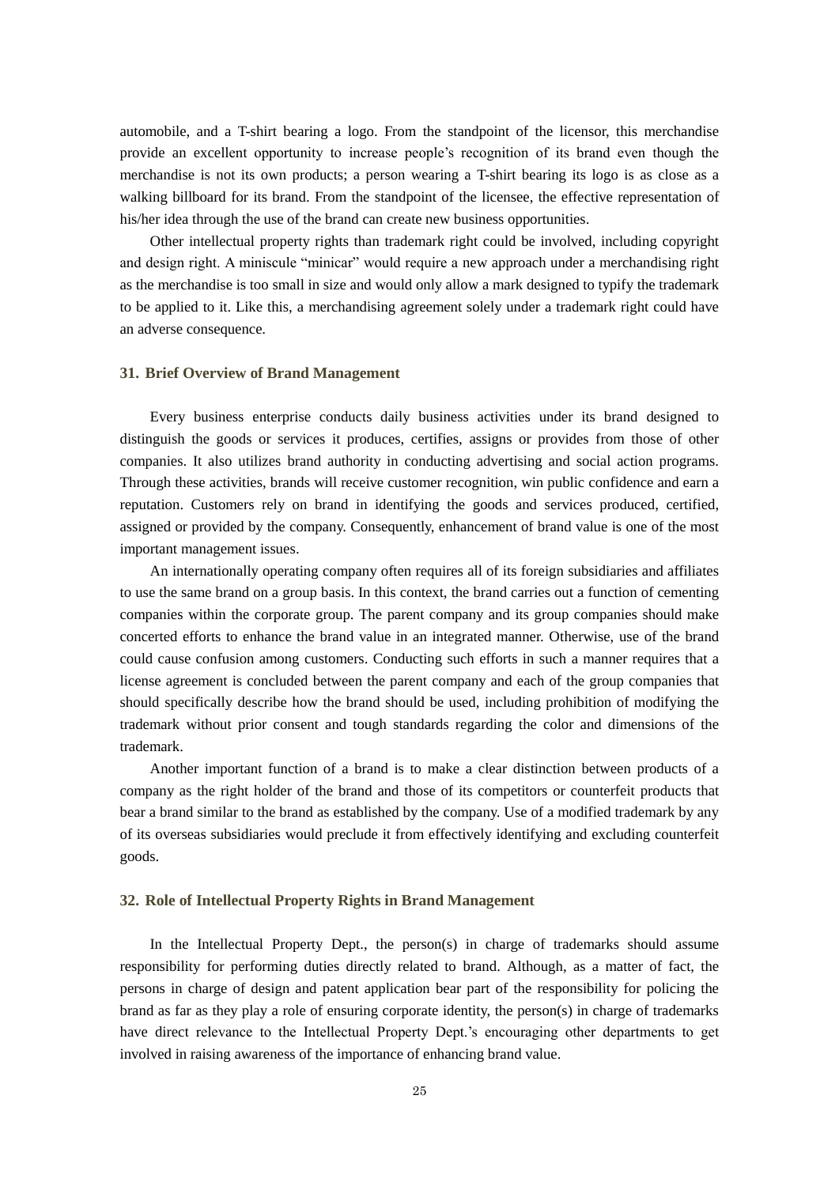automobile, and a T-shirt bearing a logo. From the standpoint of the licensor, this merchandise provide an excellent opportunity to increase people's recognition of its brand even though the merchandise is not its own products; a person wearing a T-shirt bearing its logo is as close as a walking billboard for its brand. From the standpoint of the licensee, the effective representation of his/her idea through the use of the brand can create new business opportunities.

Other intellectual property rights than trademark right could be involved, including copyright and design right. A miniscule "minicar" would require a new approach under a merchandising right as the merchandise is too small in size and would only allow a mark designed to typify the trademark to be applied to it. Like this, a merchandising agreement solely under a trademark right could have an adverse consequence.

### 31. Brief Overview of Brand Management

Every business enterprise conducts daily business activities under its brand designed to distinguish the goods or services it produces, certifies, assigns or provides from those of other companies. It also utilizes brand authority in conducting advertising and social action programs. Through these activities, brands will receive customer recognition, win public confidence and earn a reputation. Customers rely on brand in identifying the goods and services produced, certified, assigned or provided by the company. Consequently, enhancement of brand value is one of the most important management issues.

An internationally operating company often requires all of its foreign subsidiaries and affiliates to use the same brand on a group basis. In this context, the brand carries out a function of cementing companies within the corporate group. The parent company and its group companies should make concerted efforts to enhance the brand value in an integrated manner. Otherwise, use of the brand could cause confusion among customers. Conducting such efforts in such a manner requires that a license agreement is concluded between the parent company and each of the group companies that should specifically describe how the brand should be used, including prohibition of modifying the trademark without prior consent and tough standards regarding the color and dimensions of the trademark.

Another important function of a brand is to make a clear distinction between products of a company as the right holder of the brand and those of its competitors or counterfeit products that bear a brand similar to the brand as established by the company. Use of a modified trademark by any of its overseas subsidiaries would preclude it from effectively identifying and excluding counterfeit goods.

### 32. Role of Intellectual Property Rights in Brand Management

In the Intellectual Property Dept., the person(s) in charge of trademarks should assume responsibility for performing duties directly related to brand. Although, as a matter of fact, the persons in charge of design and patent application bear part of the responsibility for policing the brand as far as they play a role of ensuring corporate identity, the person(s) in charge of trademarks have direct relevance to the Intellectual Property Dept.'s encouraging other departments to get involved in raising awareness of the importance of enhancing brand value.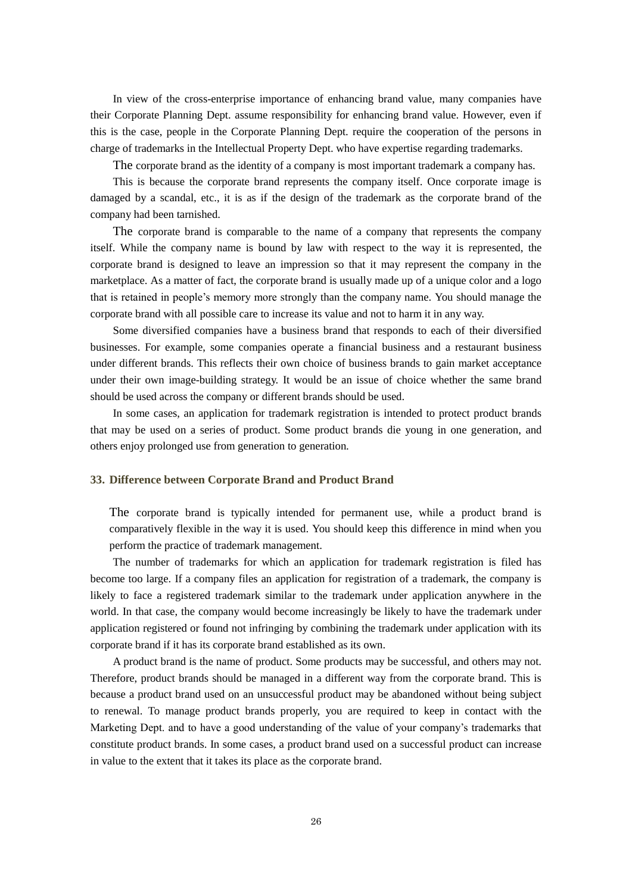In view of the cross-enterprise importance of enhancing brand value, many companies have their Corporate Planning Dept. assume responsibility for enhancing brand value. However, even if this is the case, people in the Corporate Planning Dept. require the cooperation of the persons in charge of trademarks in the Intellectual Property Dept. who have expertise regarding trademarks.

The corporate brand as the identity of a company is most important trademark a company has.

This is because the corporate brand represents the company itself. Once corporate image is damaged by a scandal, etc., it is as if the design of the trademark as the corporate brand of the company had been tarnished.

The corporate brand is comparable to the name of a company that represents the company itself. While the company name is bound by law with respect to the way it is represented, the corporate brand is designed to leave an impression so that it may represent the company in the marketplace. As a matter of fact, the corporate brand is usually made up of a unique color and a logo that is retained in people's memory more strongly than the company name. You should manage the corporate brand with all possible care to increase its value and not to harm it in any way.

Some diversified companies have a business brand that responds to each of their diversified businesses. For example, some companies operate a financial business and a restaurant business under different brands. This reflects their own choice of business brands to gain market acceptance under their own image-building strategy. It would be an issue of choice whether the same brand should be used across the company or different brands should be used.

In some cases, an application for trademark registration is intended to protect product brands that may be used on a series of product. Some product brands die young in one generation, and others enjoy prolonged use from generation to generation.

### 33. Difference between Corporate Brand and Product Brand

> The corporate brand is typically intended for permanent use, while a product brand is comparatively flexible in the way it is used. You should keep this difference in mind when you perform the practice of trademark management.

The number of trademarks for which an application for trademark registration is filed has become too large. If a company files an application for registration of a trademark, the company is likely to face a registered trademark similar to the trademark under application anywhere in the world. In that case, the company would become increasingly be likely to have the trademark under application registered or found not infringing by combining the trademark under application with its corporate brand if it has its corporate brand established as its own.

A product brand is the name of product. Some products may be successful, and others may not. Therefore, product brands should be managed in a different way from the corporate brand. This is because a product brand used on an unsuccessful product may be abandoned without being subject to renewal. To manage product brands properly, you are required to keep in contact with the Marketing Dept. and to have a good understanding of the value of your company's trademarks that constitute product brands. In some cases, a product brand used on a successful product can increase in value to the extent that it takes its place as the corporate brand.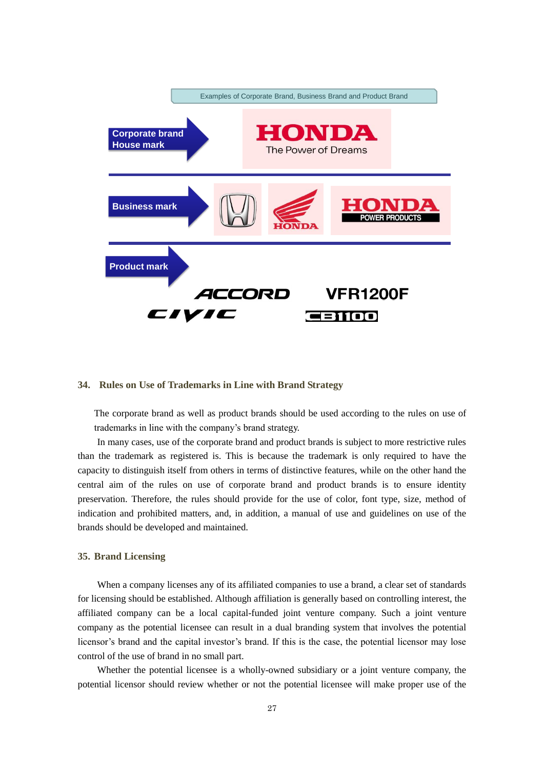Examples of Corporate Brand, Business Brand and Product Brand

Corporate brand
House mark

HONDA
The Power of Dreams

Business mark

HONDA

HONDA
POWER PRODUCTS

Product mark

ACCORD

VFR1200F

CIVIC

CB1100

## 34. Rules on Use of Trademarks in Line with Brand Strategy

The corporate brand as well as product brands should be used according to the rules on use of trademarks in line with the company's brand strategy.

In many cases, use of the corporate brand and product brands is subject to more restrictive rules than the trademark as registered is. This is because the trademark is only required to have the capacity to distinguish itself from others in terms of distinctive features, while on the other hand the central aim of the rules on use of corporate brand and product brands is to ensure identity preservation. Therefore, the rules should provide for the use of color, font type, size, method of indication and prohibited matters, and, in addition, a manual of use and guidelines on use of the brands should be developed and maintained.

## 35. Brand Licensing

When a company licenses any of its affiliated companies to use a brand, a clear set of standards for licensing should be established. Although affiliation is generally based on controlling interest, the affiliated company can be a local capital-funded joint venture company. Such a joint venture company as the potential licensee can result in a dual branding system that involves the potential licensor's brand and the capital investor's brand. If this is the case, the potential licensor may lose control of the use of brand in no small part.

Whether the potential licensee is a wholly-owned subsidiary or a joint venture company, the potential licensor should review whether or not the potential licensee will make proper use of the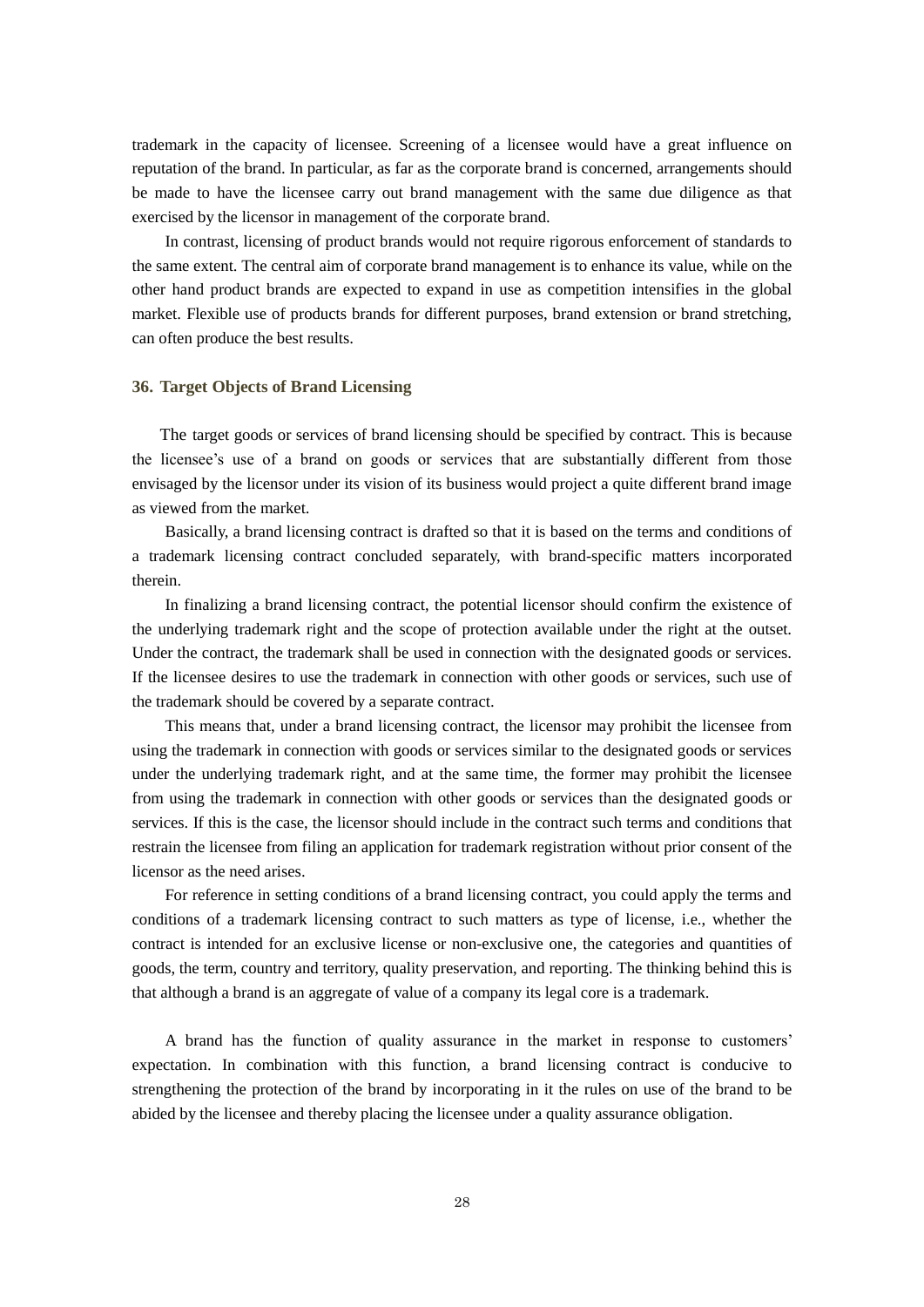trademark in the capacity of licensee. Screening of a licensee would have a great influence on reputation of the brand. In particular, as far as the corporate brand is concerned, arrangements should be made to have the licensee carry out brand management with the same due diligence as that exercised by the licensor in management of the corporate brand.

In contrast, licensing of product brands would not require rigorous enforcement of standards to the same extent. The central aim of corporate brand management is to enhance its value, while on the other hand product brands are expected to expand in use as competition intensifies in the global market. Flexible use of products brands for different purposes, brand extension or brand stretching, can often produce the best results.

### 36. Target Objects of Brand Licensing

The target goods or services of brand licensing should be specified by contract. This is because the licensee's use of a brand on goods or services that are substantially different from those envisaged by the licensor under its vision of its business would project a quite different brand image as viewed from the market.

Basically, a brand licensing contract is drafted so that it is based on the terms and conditions of a trademark licensing contract concluded separately, with brand-specific matters incorporated therein.

In finalizing a brand licensing contract, the potential licensor should confirm the existence of the underlying trademark right and the scope of protection available under the right at the outset. Under the contract, the trademark shall be used in connection with the designated goods or services. If the licensee desires to use the trademark in connection with other goods or services, such use of the trademark should be covered by a separate contract.

This means that, under a brand licensing contract, the licensor may prohibit the licensee from using the trademark in connection with goods or services similar to the designated goods or services under the underlying trademark right, and at the same time, the former may prohibit the licensee from using the trademark in connection with other goods or services than the designated goods or services. If this is the case, the licensor should include in the contract such terms and conditions that restrain the licensee from filing an application for trademark registration without prior consent of the licensor as the need arises.

For reference in setting conditions of a brand licensing contract, you could apply the terms and conditions of a trademark licensing contract to such matters as type of license, i.e., whether the contract is intended for an exclusive license or non-exclusive one, the categories and quantities of goods, the term, country and territory, quality preservation, and reporting. The thinking behind this is that although a brand is an aggregate of value of a company its legal core is a trademark.

A brand has the function of quality assurance in the market in response to customers' expectation. In combination with this function, a brand licensing contract is conducive to strengthening the protection of the brand by incorporating in it the rules on use of the brand to be abided by the licensee and thereby placing the licensee under a quality assurance obligation.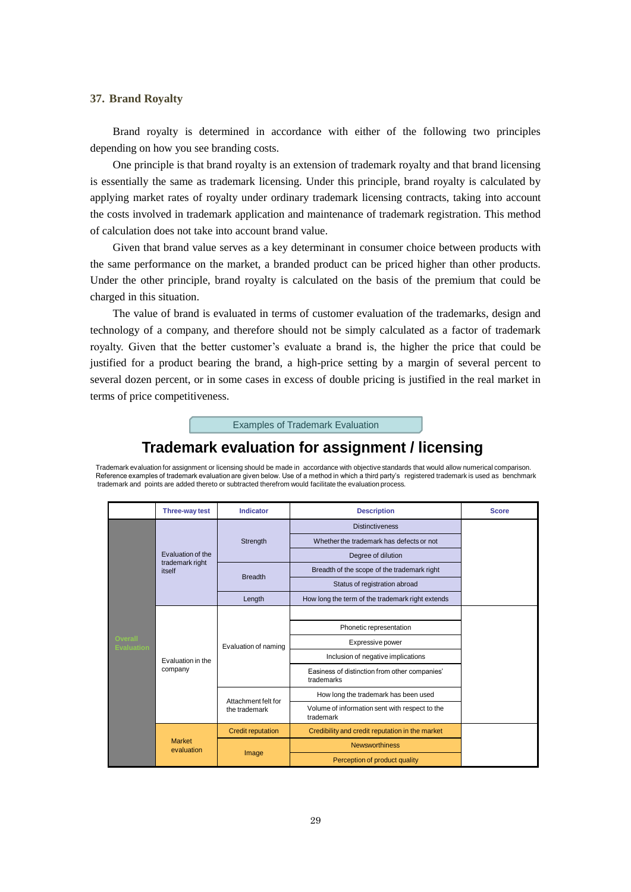## 37. Brand Royalty

Brand royalty is determined in accordance with either of the following two principles depending on how you see branding costs.

One principle is that brand royalty is an extension of trademark royalty and that brand licensing is essentially the same as trademark licensing. Under this principle, brand royalty is calculated by applying market rates of royalty under ordinary trademark licensing contracts, taking into account the costs involved in trademark application and maintenance of trademark registration. This method of calculation does not take into account brand value.

Given that brand value serves as a key determinant in consumer choice between products with the same performance on the market, a branded product can be priced higher than other products. Under the other principle, brand royalty is calculated on the basis of the premium that could be charged in this situation.

The value of brand is evaluated in terms of customer evaluation of the trademarks, design and technology of a company, and therefore should not be simply calculated as a factor of trademark royalty. Given that the better customer's evaluate a brand is, the higher the price that could be justified for a product bearing the brand, a high-price setting by a margin of several percent to several dozen percent, or in some cases in excess of double pricing is justified in the real market in terms of price competitiveness.

Examples of Trademark Evaluation

### Trademark evaluation for assignment / licensing

Trademark evaluation for assignment or licensing should be made in accordance with objective standards that would allow numerical comparison. Reference examples of trademark evaluation are given below. Use of a method in which a third party's registered trademark is used as benchmark trademark and points are added thereto or subtracted therefrom would facilitate the evaluation process.

| | Three-way test | Indicator | Description | Score |
|---|---|---|---|---|
| Overall Evaluation | Evaluation of the trademark right itself | Strength | Distinctiveness | |
| | | | Whether the trademark has defects or not | |
| | | | Degree of dilution | |
| | | Breadth | Breadth of the scope of the trademark right | |
| | | | Status of registration abroad | |
| | | Length | How long the term of the trademark right extends | |
| | Evaluation in the company | Evaluation of naming | | |
| | | | Phonetic representation | |
| | | | Expressive power | |
| | | | Inclusion of negative implications | |
| | | | Easiness of distinction from other companies' trademarks | |
| | | Attachment felt for the trademark | How long the trademark has been used | |
| | | | Volume of information sent with respect to the trademark | |
| | Market evaluation | Credit reputation | Credibility and credit reputation in the market | |
| | | Image | Newsworthiness | |
| | | | Perception of product quality | |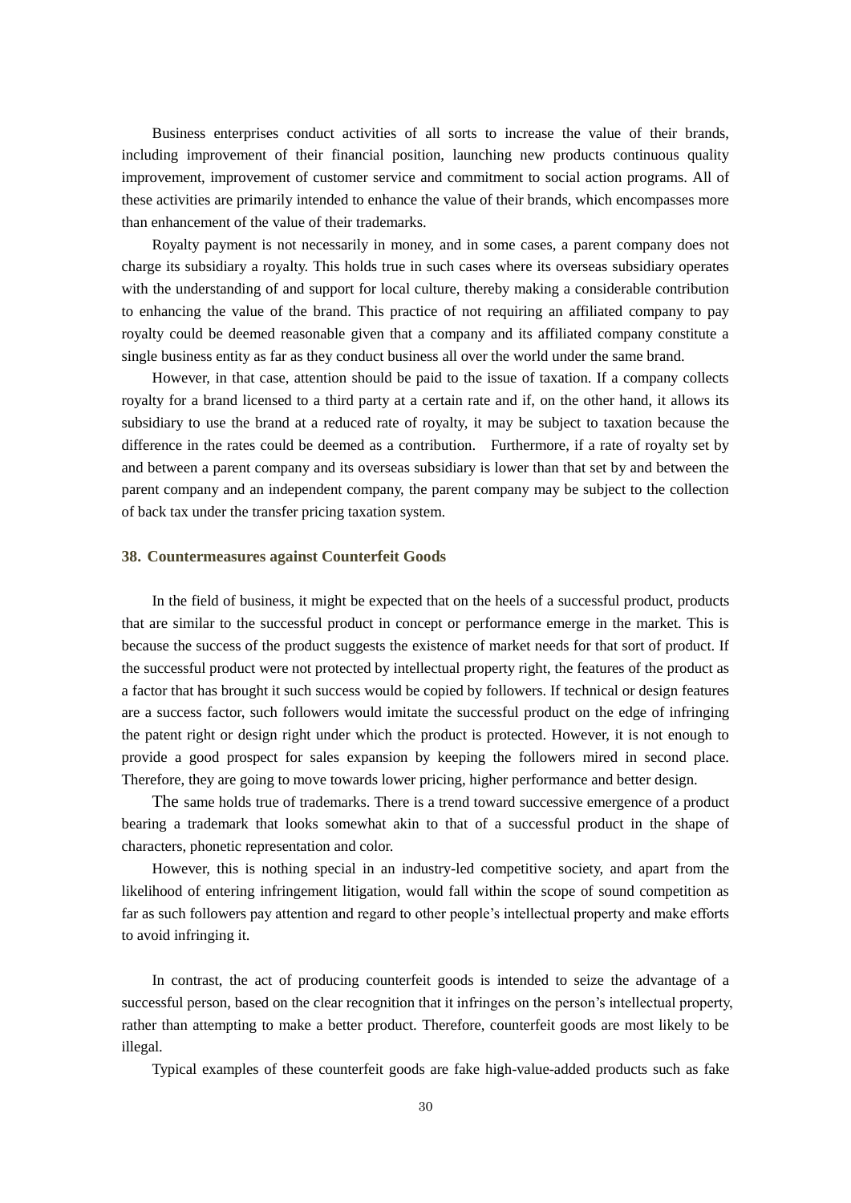Business enterprises conduct activities of all sorts to increase the value of their brands, including improvement of their financial position, launching new products continuous quality improvement, improvement of customer service and commitment to social action programs. All of these activities are primarily intended to enhance the value of their brands, which encompasses more than enhancement of the value of their trademarks.

Royalty payment is not necessarily in money, and in some cases, a parent company does not charge its subsidiary a royalty. This holds true in such cases where its overseas subsidiary operates with the understanding of and support for local culture, thereby making a considerable contribution to enhancing the value of the brand. This practice of not requiring an affiliated company to pay royalty could be deemed reasonable given that a company and its affiliated company constitute a single business entity as far as they conduct business all over the world under the same brand.

However, in that case, attention should be paid to the issue of taxation. If a company collects royalty for a brand licensed to a third party at a certain rate and if, on the other hand, it allows its subsidiary to use the brand at a reduced rate of royalty, it may be subject to taxation because the difference in the rates could be deemed as a contribution. Furthermore, if a rate of royalty set by and between a parent company and its overseas subsidiary is lower than that set by and between the parent company and an independent company, the parent company may be subject to the collection of back tax under the transfer pricing taxation system.

### 38. Countermeasures against Counterfeit Goods

In the field of business, it might be expected that on the heels of a successful product, products that are similar to the successful product in concept or performance emerge in the market. This is because the success of the product suggests the existence of market needs for that sort of product. If the successful product were not protected by intellectual property right, the features of the product as a factor that has brought it such success would be copied by followers. If technical or design features are a success factor, such followers would imitate the successful product on the edge of infringing the patent right or design right under which the product is protected. However, it is not enough to provide a good prospect for sales expansion by keeping the followers mired in second place. Therefore, they are going to move towards lower pricing, higher performance and better design.

The same holds true of trademarks. There is a trend toward successive emergence of a product bearing a trademark that looks somewhat akin to that of a successful product in the shape of characters, phonetic representation and color.

However, this is nothing special in an industry-led competitive society, and apart from the likelihood of entering infringement litigation, would fall within the scope of sound competition as far as such followers pay attention and regard to other people's intellectual property and make efforts to avoid infringing it.

In contrast, the act of producing counterfeit goods is intended to seize the advantage of a successful person, based on the clear recognition that it infringes on the person's intellectual property, rather than attempting to make a better product. Therefore, counterfeit goods are most likely to be illegal.

Typical examples of these counterfeit goods are fake high-value-added products such as fake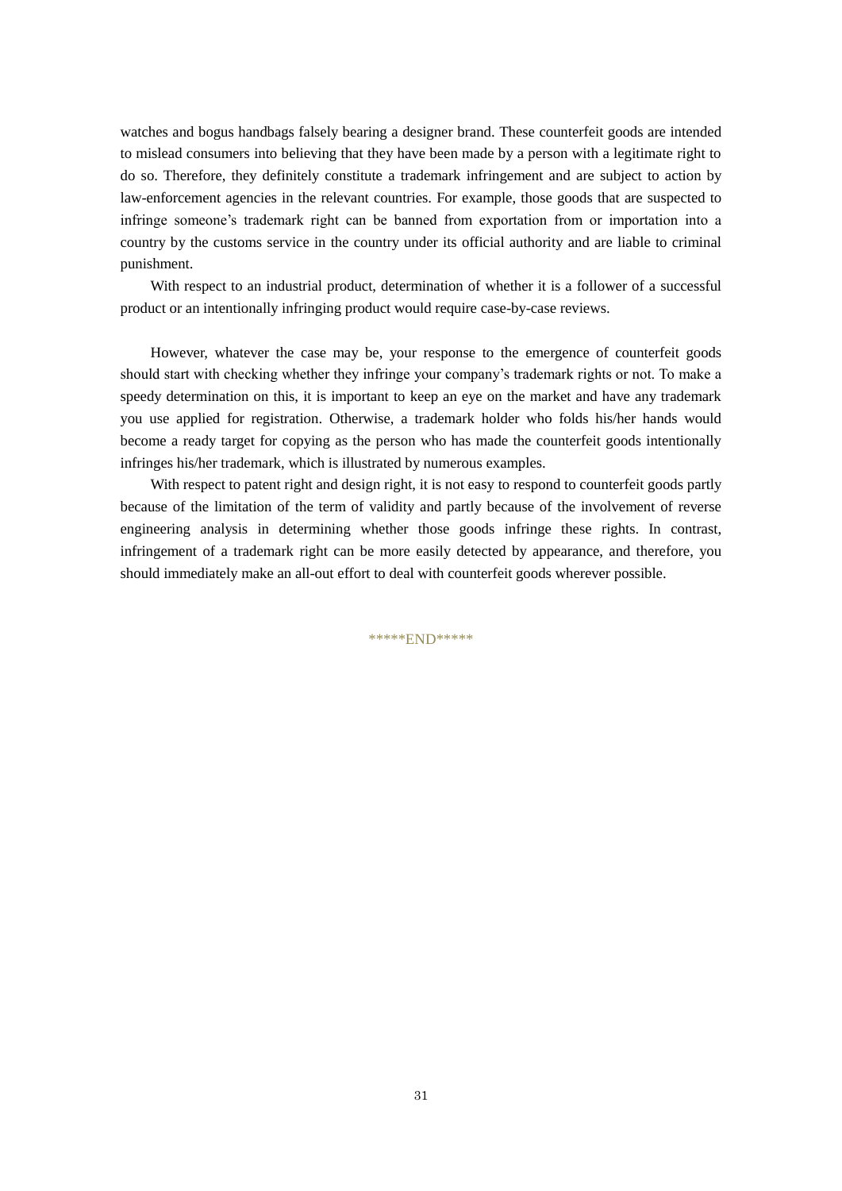watches and bogus handbags falsely bearing a designer brand. These counterfeit goods are intended to mislead consumers into believing that they have been made by a person with a legitimate right to do so. Therefore, they definitely constitute a trademark infringement and are subject to action by law-enforcement agencies in the relevant countries. For example, those goods that are suspected to infringe someone's trademark right can be banned from exportation from or importation into a country by the customs service in the country under its official authority and are liable to criminal punishment.

With respect to an industrial product, determination of whether it is a follower of a successful product or an intentionally infringing product would require case-by-case reviews.

However, whatever the case may be, your response to the emergence of counterfeit goods should start with checking whether they infringe your company's trademark rights or not. To make a speedy determination on this, it is important to keep an eye on the market and have any trademark you use applied for registration. Otherwise, a trademark holder who folds his/her hands would become a ready target for copying as the person who has made the counterfeit goods intentionally infringes his/her trademark, which is illustrated by numerous examples.

With respect to patent right and design right, it is not easy to respond to counterfeit goods partly because of the limitation of the term of validity and partly because of the involvement of reverse engineering analysis in determining whether those goods infringe these rights. In contrast, infringement of a trademark right can be more easily detected by appearance, and therefore, you should immediately make an all-out effort to deal with counterfeit goods wherever possible.

*****END*****